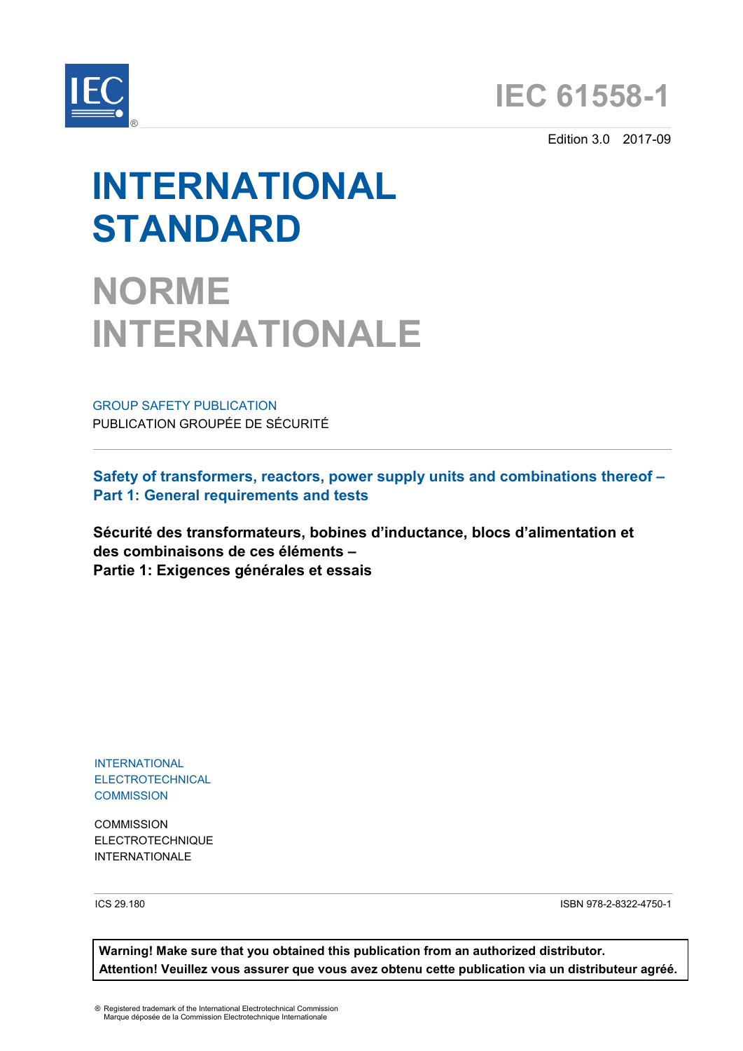IEC®

# IEC 61558-1

Edition 3.0 2017-09

# INTERNATIONAL STANDARD

# NORME INTERNATIONALE

GROUP SAFETY PUBLICATION

PUBLICATION GROUPÉE DE SÉCURITÉ

## Safety of transformers, reactors, power supply units and combinations thereof – Part 1: General requirements and tests

## Sécurité des transformateurs, bobines d'inductance, blocs d'alimentation et des combinaisons de ces éléments – Partie 1: Exigences générales et essais

INTERNATIONAL ELECTROTECHNICAL COMMISSION

COMMISSION ELECTROTECHNIQUE INTERNATIONALE

ICS 29.180

ISBN 978-2-8322-4750-1

**Warning! Make sure that you obtained this publication from an authorized distributor.**
**Attention! Veuillez vous assurer que vous avez obtenu cette publication via un distributeur agréé.**

® Registered trademark of the International Electrotechnical Commission
Marque déposée de la Commission Electrotechnique Internationale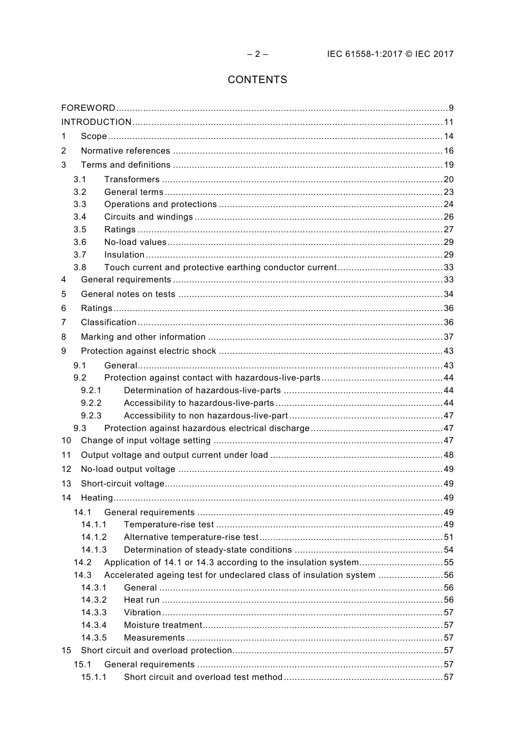# CONTENTS

FOREWORD ... 9
INTRODUCTION ... 11
1 Scope ... 14
2 Normative references ... 16
3 Terms and definitions ... 19
  3.1 Transformers ... 20
  3.2 General terms ... 23
  3.3 Operations and protections ... 24
  3.4 Circuits and windings ... 26
  3.5 Ratings ... 27
  3.6 No-load values ... 29
  3.7 Insulation ... 29
  3.8 Touch current and protective earthing conductor current ... 33
4 General requirements ... 33
5 General notes on tests ... 34
6 Ratings ... 36
7 Classification ... 36
8 Marking and other information ... 37
9 Protection against electric shock ... 43
  9.1 General ... 43
  9.2 Protection against contact with hazardous-live-parts ... 44
    9.2.1 Determination of hazardous-live-parts ... 44
    9.2.2 Accessibility to hazardous-live-parts ... 44
    9.2.3 Accessibility to non hazardous-live-part ... 47
  9.3 Protection against hazardous electrical discharge ... 47
10 Change of input voltage setting ... 47
11 Output voltage and output current under load ... 48
12 No-load output voltage ... 49
13 Short-circuit voltage ... 49
14 Heating ... 49
  14.1 General requirements ... 49
    14.1.1 Temperature-rise test ... 49
    14.1.2 Alternative temperature-rise test ... 51
    14.1.3 Determination of steady-state conditions ... 54
  14.2 Application of 14.1 or 14.3 according to the insulation system ... 55
  14.3 Accelerated ageing test for undeclared class of insulation system ... 56
    14.3.1 General ... 56
    14.3.2 Heat run ... 56
    14.3.3 Vibration ... 57
    14.3.4 Moisture treatment ... 57
    14.3.5 Measurements ... 57
15 Short circuit and overload protection ... 57
  15.1 General requirements ... 57
    15.1.1 Short circuit and overload test method ... 57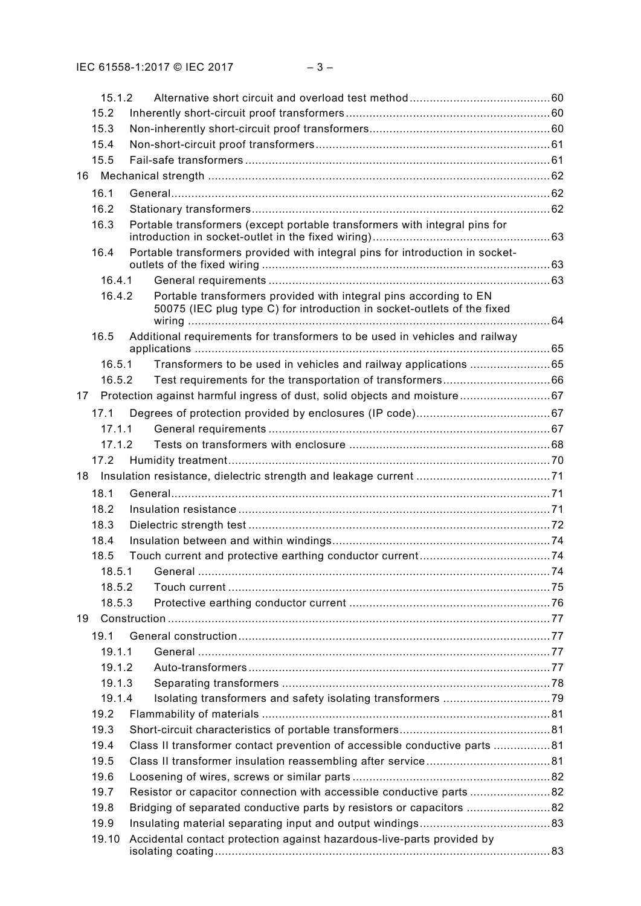15.1.2 Alternative short circuit and overload test method ... 60
15.2 Inherently short-circuit proof transformers ... 60
15.3 Non-inherently short-circuit proof transformers ... 60
15.4 Non-short-circuit proof transformers ... 61
15.5 Fail-safe transformers ... 61
16 Mechanical strength ... 62
16.1 General ... 62
16.2 Stationary transformers ... 62
16.3 Portable transformers (except portable transformers with integral pins for introduction in socket-outlet in the fixed wiring) ... 63
16.4 Portable transformers provided with integral pins for introduction in socket-outlets of the fixed wiring ... 63
16.4.1 General requirements ... 63
16.4.2 Portable transformers provided with integral pins according to EN 50075 (IEC plug type C) for introduction in socket-outlets of the fixed wiring ... 64
16.5 Additional requirements for transformers to be used in vehicles and railway applications ... 65
16.5.1 Transformers to be used in vehicles and railway applications ... 65
16.5.2 Test requirements for the transportation of transformers ... 66
17 Protection against harmful ingress of dust, solid objects and moisture ... 67
17.1 Degrees of protection provided by enclosures (IP code) ... 67
17.1.1 General requirements ... 67
17.1.2 Tests on transformers with enclosure ... 68
17.2 Humidity treatment ... 70
18 Insulation resistance, dielectric strength and leakage current ... 71
18.1 General ... 71
18.2 Insulation resistance ... 71
18.3 Dielectric strength test ... 72
18.4 Insulation between and within windings ... 74
18.5 Touch current and protective earthing conductor current ... 74
18.5.1 General ... 74
18.5.2 Touch current ... 75
18.5.3 Protective earthing conductor current ... 76
19 Construction ... 77
19.1 General construction ... 77
19.1.1 General ... 77
19.1.2 Auto-transformers ... 77
19.1.3 Separating transformers ... 78
19.1.4 Isolating transformers and safety isolating transformers ... 79
19.2 Flammability of materials ... 81
19.3 Short-circuit characteristics of portable transformers ... 81
19.4 Class II transformer contact prevention of accessible conductive parts ... 81
19.5 Class II transformer insulation reassembling after service ... 81
19.6 Loosening of wires, screws or similar parts ... 82
19.7 Resistor or capacitor connection with accessible conductive parts ... 82
19.8 Bridging of separated conductive parts by resistors or capacitors ... 82
19.9 Insulating material separating input and output windings ... 83
19.10 Accidental contact protection against hazardous-live-parts provided by isolating coating ... 83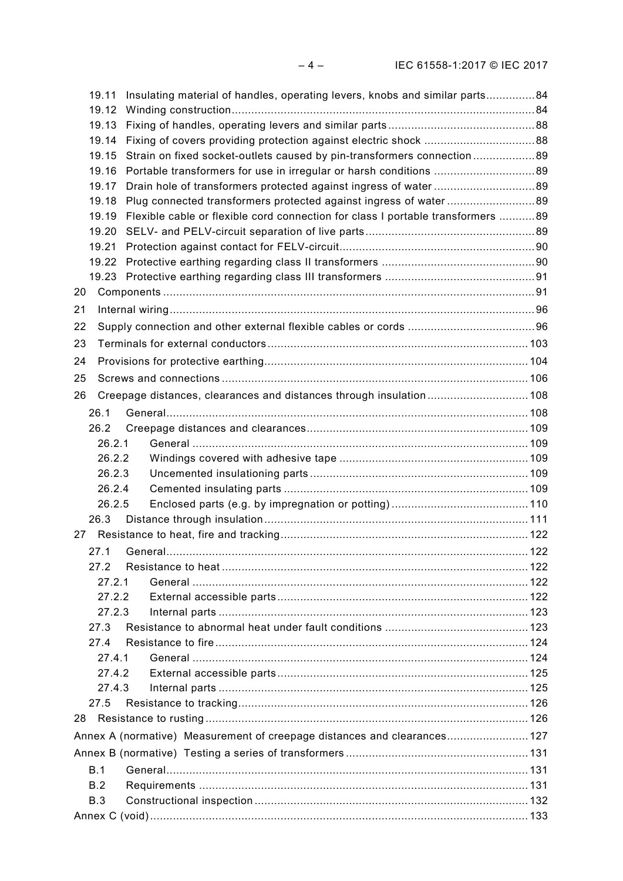19.11 Insulating material of handles, operating levers, knobs and similar parts ............... 84
19.12 Winding construction ............................................................................................ 84
19.13 Fixing of handles, operating levers and similar parts ............................................ 88
19.14 Fixing of covers providing protection against electric shock .................................. 88
19.15 Strain on fixed socket-outlets caused by pin-transformers connection ................... 89
19.16 Portable transformers for use in irregular or harsh conditions ............................... 89
19.17 Drain hole of transformers protected against ingress of water ............................... 89
19.18 Plug connected transformers protected against ingress of water ........................... 89
19.19 Flexible cable or flexible cord connection for class I portable transformers ........... 89
19.20 SELV- and PELV-circuit separation of live parts .................................................... 89
19.21 Protection against contact for FELV-circuit ............................................................ 90
19.22 Protective earthing regarding class II transformers ............................................... 90
19.23 Protective earthing regarding class III transformers .............................................. 91

20 Components ................................................................................................................. 91

21 Internal wiring ............................................................................................................... 96

22 Supply connection and other external flexible cables or cords ....................................... 96

23 Terminals for external conductors ............................................................................... 103

24 Provisions for protective earthing ................................................................................ 104

25 Screws and connections ............................................................................................. 106

26 Creepage distances, clearances and distances through insulation ............................... 108

26.1 General .............................................................................................................. 108
26.2 Creepage distances and clearances ................................................................... 109
26.2.1 General ...................................................................................................... 109
26.2.2 Windings covered with adhesive tape .......................................................... 109
26.2.3 Uncemented insulationing parts .................................................................. 109
26.2.4 Cemented insulating parts ........................................................................... 109
26.2.5 Enclosed parts (e.g. by impregnation or potting) .......................................... 110
26.3 Distance through insulation ................................................................................ 111

27 Resistance to heat, fire and tracking ........................................................................... 122

27.1 General .............................................................................................................. 122
27.2 Resistance to heat ............................................................................................. 122
27.2.1 General ...................................................................................................... 122
27.2.2 External accessible parts ............................................................................ 122
27.2.3 Internal parts .............................................................................................. 123
27.3 Resistance to abnormal heat under fault conditions ............................................ 123
27.4 Resistance to fire ............................................................................................... 124
27.4.1 General ...................................................................................................... 124
27.4.2 External accessible parts ............................................................................ 125
27.4.3 Internal parts .............................................................................................. 125
27.5 Resistance to tracking ........................................................................................ 126

28 Resistance to rusting .................................................................................................. 126

Annex A (normative) Measurement of creepage distances and clearances ......................... 127

Annex B (normative) Testing a series of transformers ........................................................ 131

B.1 General .............................................................................................................. 131
B.2 Requirements ..................................................................................................... 131
B.3 Constructional inspection ................................................................................... 132

Annex C (void) ................................................................................................................... 133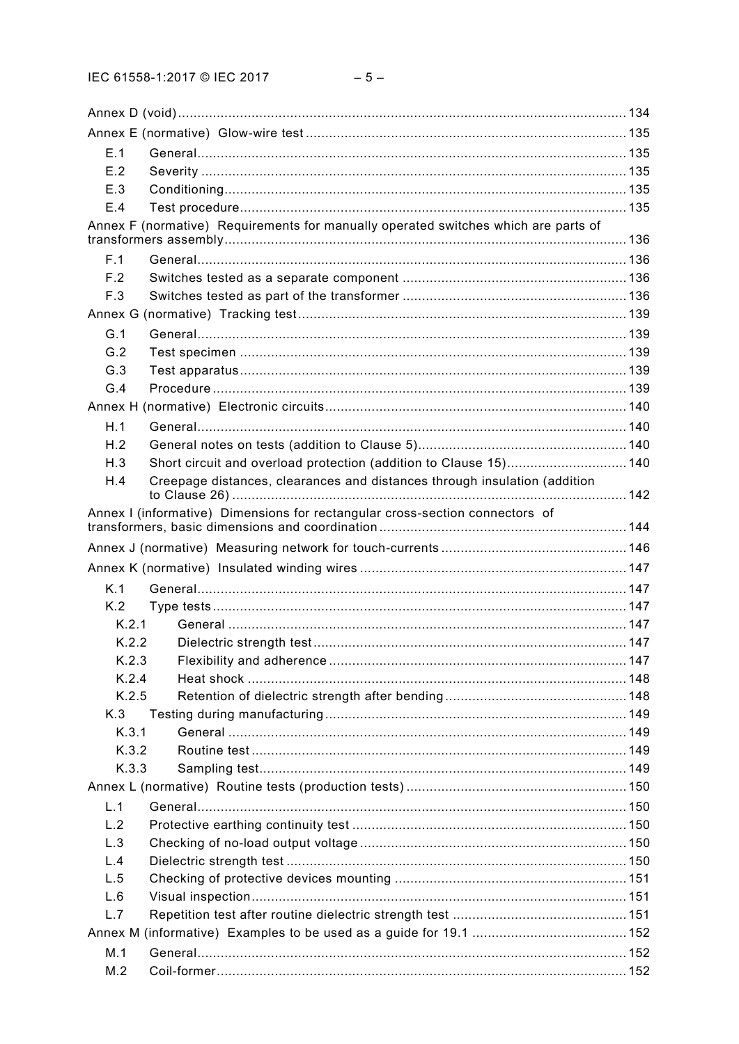Annex D (void) .......... 134

Annex E (normative) Glow-wire test .......... 135

- E.1 General .......... 135
- E.2 Severity .......... 135
- E.3 Conditioning .......... 135
- E.4 Test procedure .......... 135

Annex F (normative) Requirements for manually operated switches which are parts of transformers assembly .......... 136

- F.1 General .......... 136
- F.2 Switches tested as a separate component .......... 136
- F.3 Switches tested as part of the transformer .......... 136

Annex G (normative) Tracking test .......... 139

- G.1 General .......... 139
- G.2 Test specimen .......... 139
- G.3 Test apparatus .......... 139
- G.4 Procedure .......... 139

Annex H (normative) Electronic circuits .......... 140

- H.1 General .......... 140
- H.2 General notes on tests (addition to Clause 5) .......... 140
- H.3 Short circuit and overload protection (addition to Clause 15) .......... 140
- H.4 Creepage distances, clearances and distances through insulation (addition to Clause 26) .......... 142

Annex I (informative) Dimensions for rectangular cross-section connectors of transformers, basic dimensions and coordination .......... 144

Annex J (normative) Measuring network for touch-currents .......... 146

Annex K (normative) Insulated winding wires .......... 147

- K.1 General .......... 147
- K.2 Type tests .......... 147
  - K.2.1 General .......... 147
  - K.2.2 Dielectric strength test .......... 147
  - K.2.3 Flexibility and adherence .......... 147
  - K.2.4 Heat shock .......... 148
  - K.2.5 Retention of dielectric strength after bending .......... 148
- K.3 Testing during manufacturing .......... 149
  - K.3.1 General .......... 149
  - K.3.2 Routine test .......... 149
  - K.3.3 Sampling test .......... 149

Annex L (normative) Routine tests (production tests) .......... 150

- L.1 General .......... 150
- L.2 Protective earthing continuity test .......... 150
- L.3 Checking of no-load output voltage .......... 150
- L.4 Dielectric strength test .......... 150
- L.5 Checking of protective devices mounting .......... 151
- L.6 Visual inspection .......... 151
- L.7 Repetition test after routine dielectric strength test .......... 151

Annex M (informative) Examples to be used as a guide for 19.1 .......... 152

- M.1 General .......... 152
- M.2 Coil-former .......... 152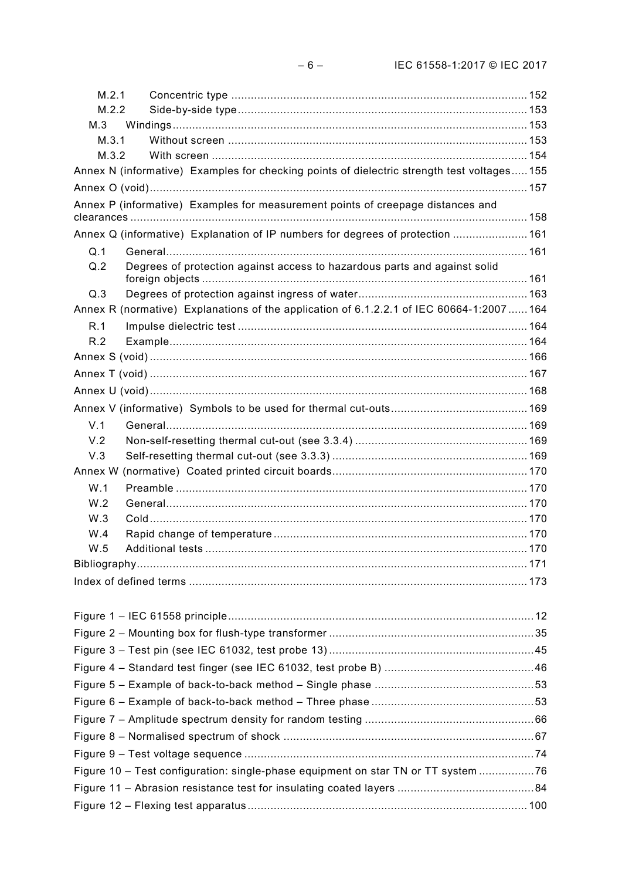M.2.1 Concentric type ..... 152
M.2.2 Side-by-side type ..... 153
M.3 Windings ..... 153
M.3.1 Without screen ..... 153
M.3.2 With screen ..... 154
Annex N (informative) Examples for checking points of dielectric strength test voltages ..... 155
Annex O (void) ..... 157
Annex P (informative) Examples for measurement points of creepage distances and clearances ..... 158
Annex Q (informative) Explanation of IP numbers for degrees of protection ..... 161
Q.1 General ..... 161
Q.2 Degrees of protection against access to hazardous parts and against solid foreign objects ..... 161
Q.3 Degrees of protection against ingress of water ..... 163
Annex R (normative) Explanations of the application of 6.1.2.2.1 of IEC 60664-1:2007 ..... 164
R.1 Impulse dielectric test ..... 164
R.2 Example ..... 164
Annex S (void) ..... 166
Annex T (void) ..... 167
Annex U (void) ..... 168
Annex V (informative) Symbols to be used for thermal cut-outs ..... 169
V.1 General ..... 169
V.2 Non-self-resetting thermal cut-out (see 3.3.4) ..... 169
V.3 Self-resetting thermal cut-out (see 3.3.3) ..... 169
Annex W (normative) Coated printed circuit boards ..... 170
W.1 Preamble ..... 170
W.2 General ..... 170
W.3 Cold ..... 170
W.4 Rapid change of temperature ..... 170
W.5 Additional tests ..... 170
Bibliography ..... 171
Index of defined terms ..... 173

Figure 1 – IEC 61558 principle ..... 12
Figure 2 – Mounting box for flush-type transformer ..... 35
Figure 3 – Test pin (see IEC 61032, test probe 13) ..... 45
Figure 4 – Standard test finger (see IEC 61032, test probe B) ..... 46
Figure 5 – Example of back-to-back method – Single phase ..... 53
Figure 6 – Example of back-to-back method – Three phase ..... 53
Figure 7 – Amplitude spectrum density for random testing ..... 66
Figure 8 – Normalised spectrum of shock ..... 67
Figure 9 – Test voltage sequence ..... 74
Figure 10 – Test configuration: single-phase equipment on star TN or TT system ..... 76
Figure 11 – Abrasion resistance test for insulating coated layers ..... 84
Figure 12 – Flexing test apparatus ..... 100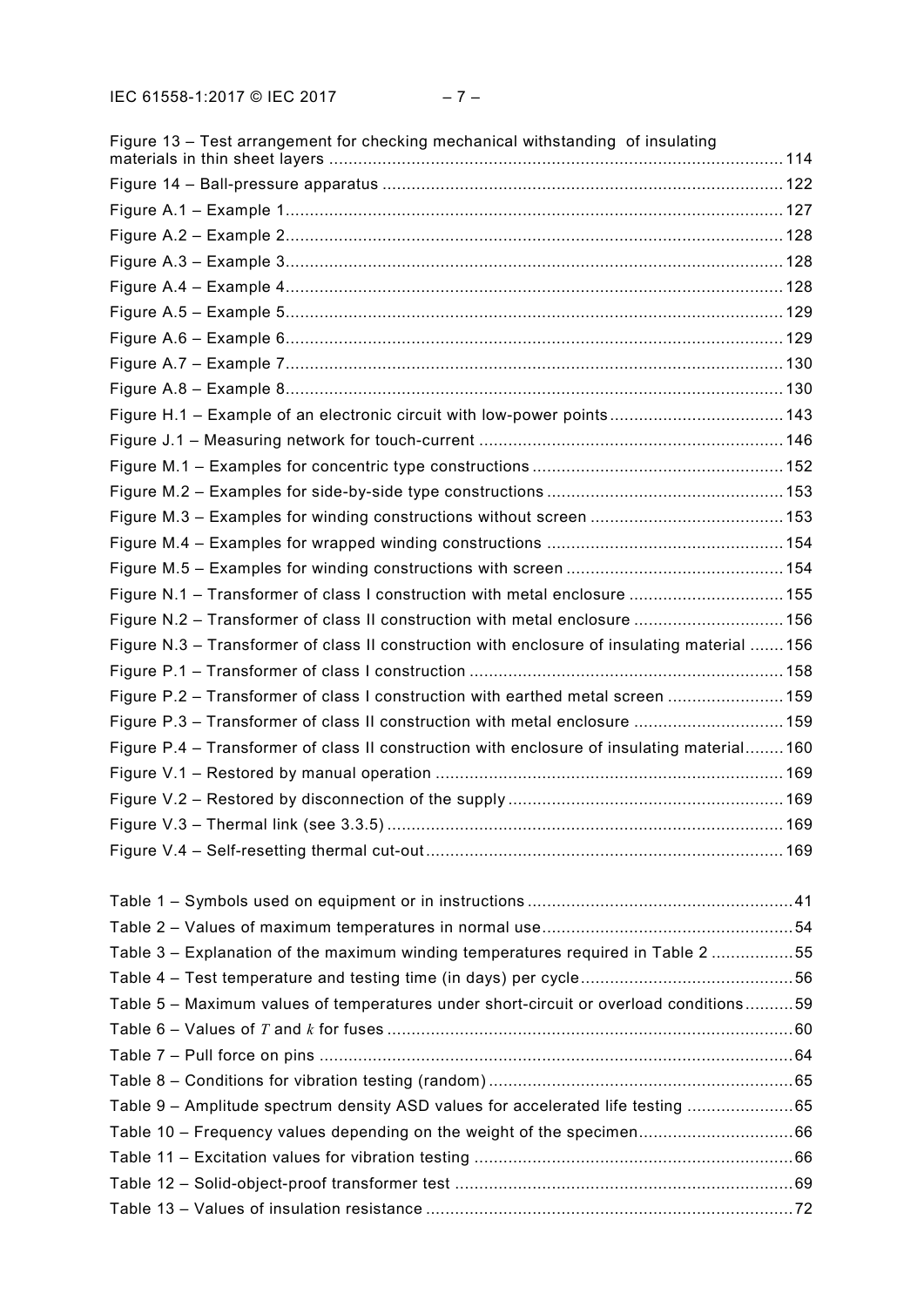Figure 13 – Test arrangement for checking mechanical withstanding of insulating materials in thin sheet layers ........ 114

Figure 14 – Ball-pressure apparatus ........ 122

Figure A.1 – Example 1 ........ 127

Figure A.2 – Example 2 ........ 128

Figure A.3 – Example 3 ........ 128

Figure A.4 – Example 4 ........ 128

Figure A.5 – Example 5 ........ 129

Figure A.6 – Example 6 ........ 129

Figure A.7 – Example 7 ........ 130

Figure A.8 – Example 8 ........ 130

Figure H.1 – Example of an electronic circuit with low-power points ........ 143

Figure J.1 – Measuring network for touch-current ........ 146

Figure M.1 – Examples for concentric type constructions ........ 152

Figure M.2 – Examples for side-by-side type constructions ........ 153

Figure M.3 – Examples for winding constructions without screen ........ 153

Figure M.4 – Examples for wrapped winding constructions ........ 154

Figure M.5 – Examples for winding constructions with screen ........ 154

Figure N.1 – Transformer of class I construction with metal enclosure ........ 155

Figure N.2 – Transformer of class II construction with metal enclosure ........ 156

Figure N.3 – Transformer of class II construction with enclosure of insulating material ........ 156

Figure P.1 – Transformer of class I construction ........ 158

Figure P.2 – Transformer of class I construction with earthed metal screen ........ 159

Figure P.3 – Transformer of class II construction with metal enclosure ........ 159

Figure P.4 – Transformer of class II construction with enclosure of insulating material ........ 160

Figure V.1 – Restored by manual operation ........ 169

Figure V.2 – Restored by disconnection of the supply ........ 169

Figure V.3 – Thermal link (see 3.3.5) ........ 169

Figure V.4 – Self-resetting thermal cut-out ........ 169

Table 1 – Symbols used on equipment or in instructions ........ 41

Table 2 – Values of maximum temperatures in normal use ........ 54

Table 3 – Explanation of the maximum winding temperatures required in Table 2 ........ 55

Table 4 – Test temperature and testing time (in days) per cycle ........ 56

Table 5 – Maximum values of temperatures under short-circuit or overload conditions ........ 59

Table 6 – Values of $T$ and $k$ for fuses ........ 60

Table 7 – Pull force on pins ........ 64

Table 8 – Conditions for vibration testing (random) ........ 65

Table 9 – Amplitude spectrum density ASD values for accelerated life testing ........ 65

Table 10 – Frequency values depending on the weight of the specimen ........ 66

Table 11 – Excitation values for vibration testing ........ 66

Table 12 – Solid-object-proof transformer test ........ 69

Table 13 – Values of insulation resistance ........ 72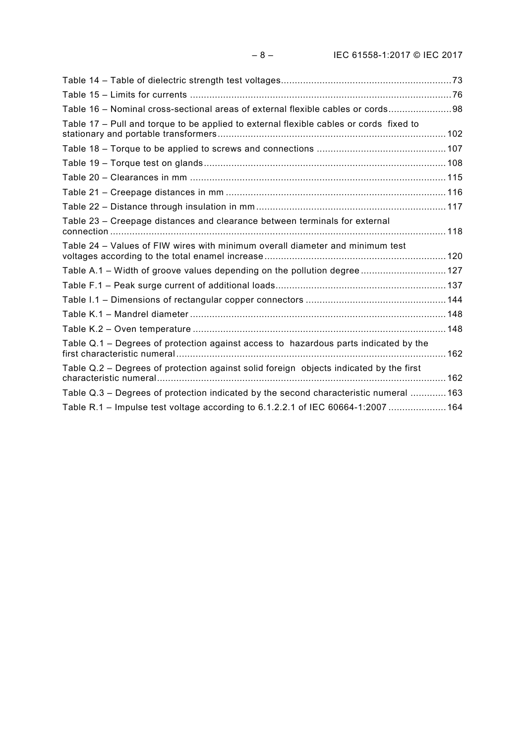Table 14 – Table of dielectric strength test voltages ........ 73
Table 15 – Limits for currents ........ 76
Table 16 – Nominal cross-sectional areas of external flexible cables or cords ........ 98
Table 17 – Pull and torque to be applied to external flexible cables or cords fixed to stationary and portable transformers ........ 102
Table 18 – Torque to be applied to screws and connections ........ 107
Table 19 – Torque test on glands ........ 108
Table 20 – Clearances in mm ........ 115
Table 21 – Creepage distances in mm ........ 116
Table 22 – Distance through insulation in mm ........ 117
Table 23 – Creepage distances and clearance between terminals for external connection ........ 118
Table 24 – Values of FIW wires with minimum overall diameter and minimum test voltages according to the total enamel increase ........ 120
Table A.1 – Width of groove values depending on the pollution degree ........ 127
Table F.1 – Peak surge current of additional loads ........ 137
Table I.1 – Dimensions of rectangular copper connectors ........ 144
Table K.1 – Mandrel diameter ........ 148
Table K.2 – Oven temperature ........ 148
Table Q.1 – Degrees of protection against access to hazardous parts indicated by the first characteristic numeral ........ 162
Table Q.2 – Degrees of protection against solid foreign objects indicated by the first characteristic numeral ........ 162
Table Q.3 – Degrees of protection indicated by the second characteristic numeral ........ 163
Table R.1 – Impulse test voltage according to 6.1.2.2.1 of IEC 60664-1:2007 ........ 164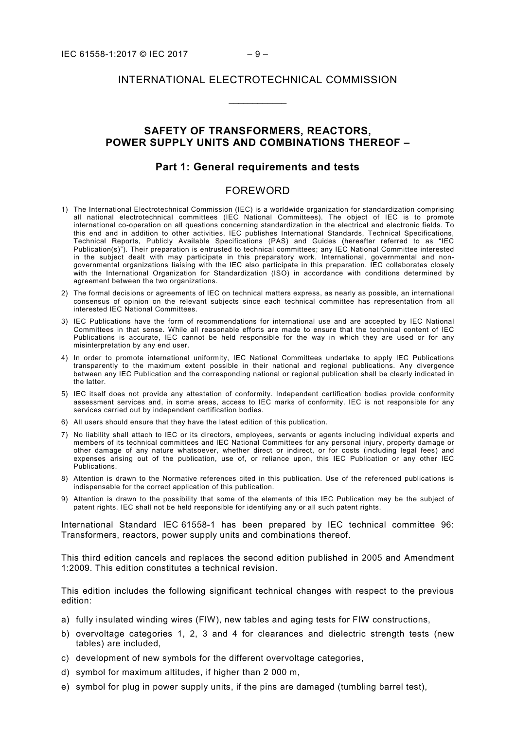# INTERNATIONAL ELECTROTECHNICAL COMMISSION

___________

## SAFETY OF TRANSFORMERS, REACTORS, POWER SUPPLY UNITS AND COMBINATIONS THEREOF –

### Part 1: General requirements and tests

## FOREWORD

1) The International Electrotechnical Commission (IEC) is a worldwide organization for standardization comprising all national electrotechnical committees (IEC National Committees). The object of IEC is to promote international co-operation on all questions concerning standardization in the electrical and electronic fields. To this end and in addition to other activities, IEC publishes International Standards, Technical Specifications, Technical Reports, Publicly Available Specifications (PAS) and Guides (hereafter referred to as "IEC Publication(s)"). Their preparation is entrusted to technical committees; any IEC National Committee interested in the subject dealt with may participate in this preparatory work. International, governmental and non-governmental organizations liaising with the IEC also participate in this preparation. IEC collaborates closely with the International Organization for Standardization (ISO) in accordance with conditions determined by agreement between the two organizations.
2) The formal decisions or agreements of IEC on technical matters express, as nearly as possible, an international consensus of opinion on the relevant subjects since each technical committee has representation from all interested IEC National Committees.
3) IEC Publications have the form of recommendations for international use and are accepted by IEC National Committees in that sense. While all reasonable efforts are made to ensure that the technical content of IEC Publications is accurate, IEC cannot be held responsible for the way in which they are used or for any misinterpretation by any end user.
4) In order to promote international uniformity, IEC National Committees undertake to apply IEC Publications transparently to the maximum extent possible in their national and regional publications. Any divergence between any IEC Publication and the corresponding national or regional publication shall be clearly indicated in the latter.
5) IEC itself does not provide any attestation of conformity. Independent certification bodies provide conformity assessment services and, in some areas, access to IEC marks of conformity. IEC is not responsible for any services carried out by independent certification bodies.
6) All users should ensure that they have the latest edition of this publication.
7) No liability shall attach to IEC or its directors, employees, servants or agents including individual experts and members of its technical committees and IEC National Committees for any personal injury, property damage or other damage of any nature whatsoever, whether direct or indirect, or for costs (including legal fees) and expenses arising out of the publication, use of, or reliance upon, this IEC Publication or any other IEC Publications.
8) Attention is drawn to the Normative references cited in this publication. Use of the referenced publications is indispensable for the correct application of this publication.
9) Attention is drawn to the possibility that some of the elements of this IEC Publication may be the subject of patent rights. IEC shall not be held responsible for identifying any or all such patent rights.

International Standard IEC 61558-1 has been prepared by IEC technical committee 96: Transformers, reactors, power supply units and combinations thereof.

This third edition cancels and replaces the second edition published in 2005 and Amendment 1:2009. This edition constitutes a technical revision.

This edition includes the following significant technical changes with respect to the previous edition:

a) fully insulated winding wires (FIW), new tables and aging tests for FIW constructions,
b) overvoltage categories 1, 2, 3 and 4 for clearances and dielectric strength tests (new tables) are included,
c) development of new symbols for the different overvoltage categories,
d) symbol for maximum altitudes, if higher than 2 000 m,
e) symbol for plug in power supply units, if the pins are damaged (tumbling barrel test),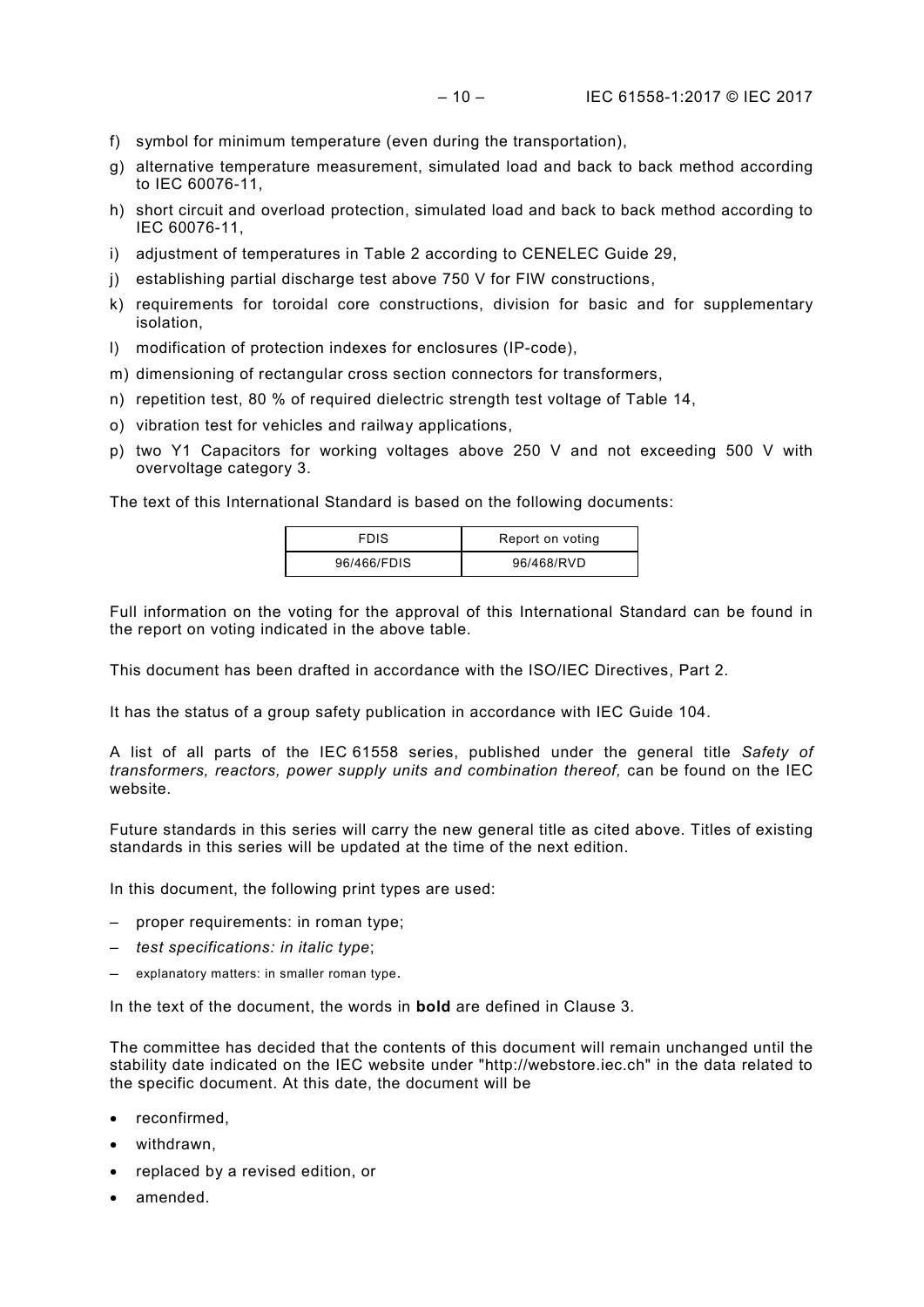f) symbol for minimum temperature (even during the transportation),
g) alternative temperature measurement, simulated load and back to back method according to IEC 60076-11,
h) short circuit and overload protection, simulated load and back to back method according to IEC 60076-11,
i) adjustment of temperatures in Table 2 according to CENELEC Guide 29,
j) establishing partial discharge test above 750 V for FIW constructions,
k) requirements for toroidal core constructions, division for basic and for supplementary isolation,
l) modification of protection indexes for enclosures (IP-code),
m) dimensioning of rectangular cross section connectors for transformers,
n) repetition test, 80 % of required dielectric strength test voltage of Table 14,
o) vibration test for vehicles and railway applications,
p) two Y1 Capacitors for working voltages above 250 V and not exceeding 500 V with overvoltage category 3.

The text of this International Standard is based on the following documents:

| FDIS | Report on voting |
|---|---|
| 96/466/FDIS | 96/468/RVD |

Full information on the voting for the approval of this International Standard can be found in the report on voting indicated in the above table.

This document has been drafted in accordance with the ISO/IEC Directives, Part 2.

It has the status of a group safety publication in accordance with IEC Guide 104.

A list of all parts of the IEC 61558 series, published under the general title *Safety of transformers, reactors, power supply units and combination thereof,* can be found on the IEC website.

Future standards in this series will carry the new general title as cited above. Titles of existing standards in this series will be updated at the time of the next edition.

In this document, the following print types are used:

– proper requirements: in roman type;
– *test specifications: in italic type*;
– explanatory matters: in smaller roman type.

In the text of the document, the words in **bold** are defined in Clause 3.

The committee has decided that the contents of this document will remain unchanged until the stability date indicated on the IEC website under "http://webstore.iec.ch" in the data related to the specific document. At this date, the document will be

- reconfirmed,
- withdrawn,
- replaced by a revised edition, or
- amended.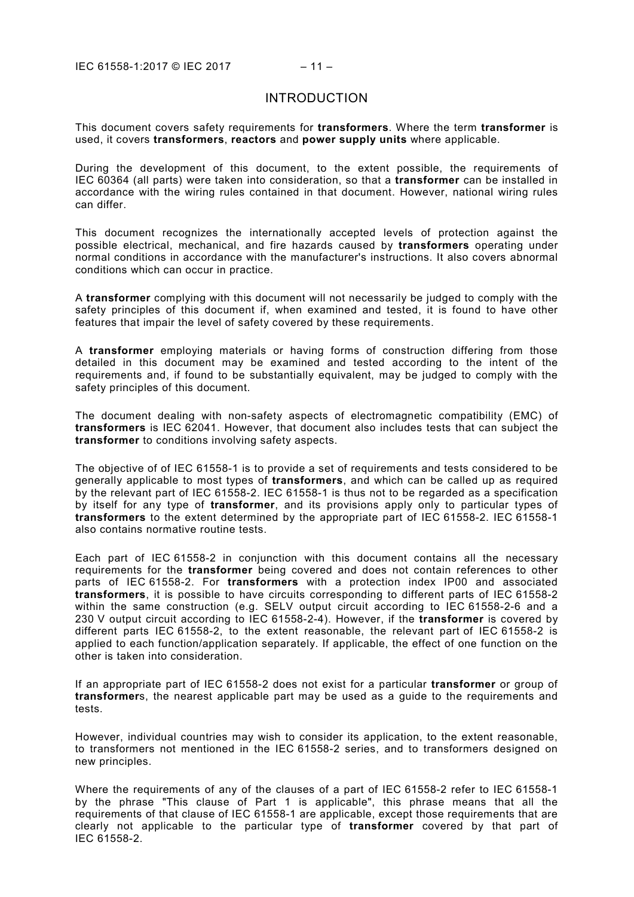# INTRODUCTION

This document covers safety requirements for **transformers**. Where the term **transformer** is used, it covers **transformers**, **reactors** and **power supply units** where applicable.

During the development of this document, to the extent possible, the requirements of IEC 60364 (all parts) were taken into consideration, so that a **transformer** can be installed in accordance with the wiring rules contained in that document. However, national wiring rules can differ.

This document recognizes the internationally accepted levels of protection against the possible electrical, mechanical, and fire hazards caused by **transformers** operating under normal conditions in accordance with the manufacturer's instructions. It also covers abnormal conditions which can occur in practice.

A **transformer** complying with this document will not necessarily be judged to comply with the safety principles of this document if, when examined and tested, it is found to have other features that impair the level of safety covered by these requirements.

A **transformer** employing materials or having forms of construction differing from those detailed in this document may be examined and tested according to the intent of the requirements and, if found to be substantially equivalent, may be judged to comply with the safety principles of this document.

The document dealing with non-safety aspects of electromagnetic compatibility (EMC) of **transformers** is IEC 62041. However, that document also includes tests that can subject the **transformer** to conditions involving safety aspects.

The objective of of IEC 61558-1 is to provide a set of requirements and tests considered to be generally applicable to most types of **transformers**, and which can be called up as required by the relevant part of IEC 61558-2. IEC 61558-1 is thus not to be regarded as a specification by itself for any type of **transformer**, and its provisions apply only to particular types of **transformers** to the extent determined by the appropriate part of IEC 61558-2. IEC 61558-1 also contains normative routine tests.

Each part of IEC 61558-2 in conjunction with this document contains all the necessary requirements for the **transformer** being covered and does not contain references to other parts of IEC 61558-2. For **transformers** with a protection index IP00 and associated **transformers**, it is possible to have circuits corresponding to different parts of IEC 61558-2 within the same construction (e.g. SELV output circuit according to IEC 61558-2-6 and a 230 V output circuit according to IEC 61558-2-4). However, if the **transformer** is covered by different parts IEC 61558-2, to the extent reasonable, the relevant part of IEC 61558-2 is applied to each function/application separately. If applicable, the effect of one function on the other is taken into consideration.

If an appropriate part of IEC 61558-2 does not exist for a particular **transformer** or group of **transformer**s, the nearest applicable part may be used as a guide to the requirements and tests.

However, individual countries may wish to consider its application, to the extent reasonable, to transformers not mentioned in the IEC 61558-2 series, and to transformers designed on new principles.

Where the requirements of any of the clauses of a part of IEC 61558-2 refer to IEC 61558-1 by the phrase "This clause of Part 1 is applicable", this phrase means that all the requirements of that clause of IEC 61558-1 are applicable, except those requirements that are clearly not applicable to the particular type of **transformer** covered by that part of IEC 61558-2.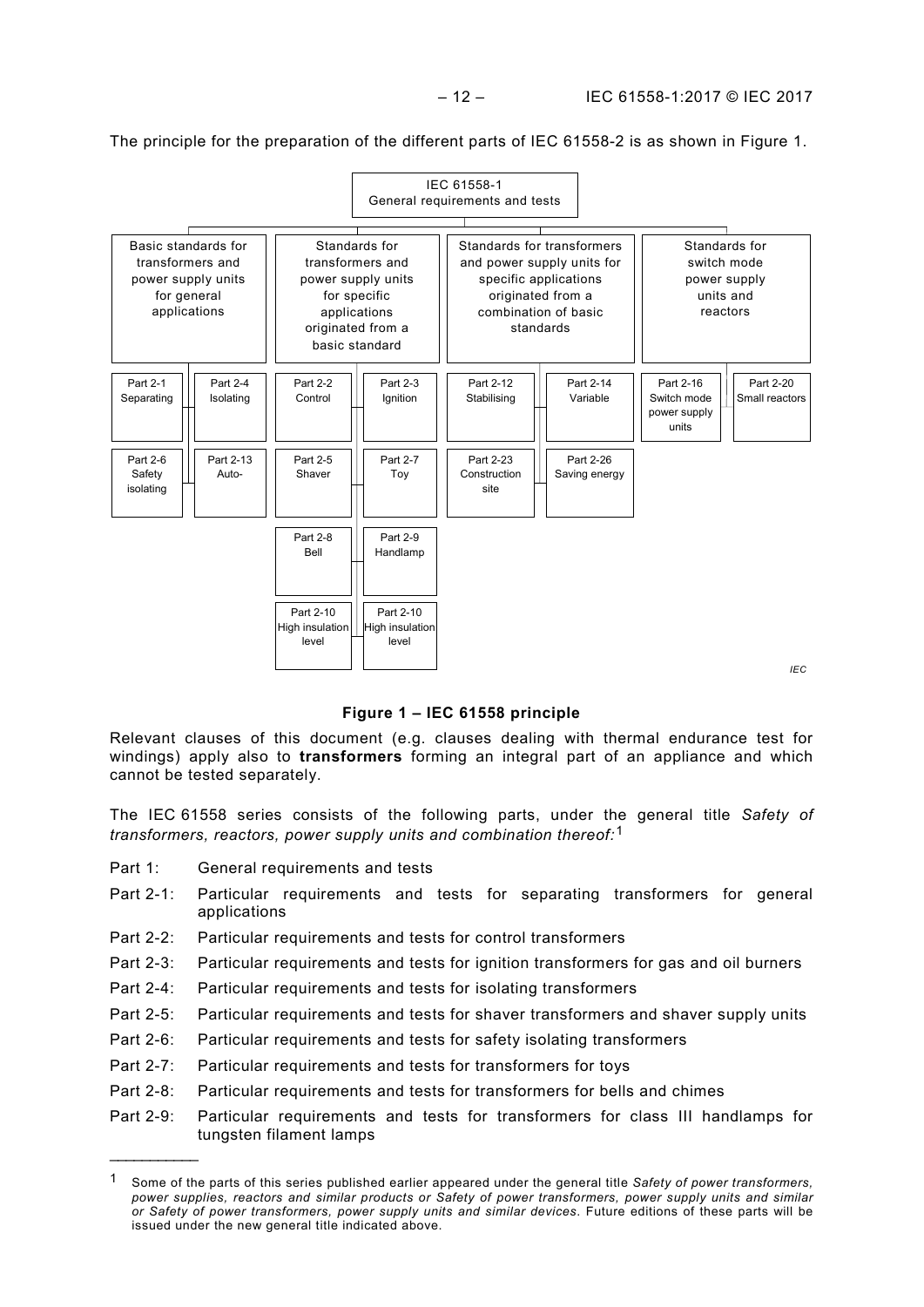The principle for the preparation of the different parts of IEC 61558-2 is as shown in Figure 1.

IEC 61558-1
General requirements and tests

| Basic standards for transformers and power supply units for general applications | Standards for transformers and power supply units for specific applications originated from a basic standard | Standards for transformers and power supply units for specific applications originated from a combination of basic standards | Standards for switch mode power supply units and reactors |
| --- | --- | --- | --- |
| Part 2-1 Separating | Part 2-2 Control | Part 2-12 Stabilising | Part 2-16 Switch mode power supply units |
| Part 2-4 Isolating | Part 2-3 Ignition | Part 2-14 Variable | Part 2-20 Small reactors |
| Part 2-6 Safety isolating | Part 2-5 Shaver | Part 2-23 Construction site | |
| Part 2-13 Auto- | Part 2-7 Toy | Part 2-26 Saving energy | |
| | Part 2-8 Bell | | |
| | Part 2-9 Handlamp | | |
| | Part 2-10 High insulation level | | |
| | Part 2-10 High insulation level | | |

IEC

**Figure 1 – IEC 61558 principle**

Relevant clauses of this document (e.g. clauses dealing with thermal endurance test for windings) apply also to **transformers** forming an integral part of an appliance and which cannot be tested separately.

The IEC 61558 series consists of the following parts, under the general title *Safety of transformers, reactors, power supply units and combination thereof:*[1]

- Part 1: General requirements and tests
- Part 2-1: Particular requirements and tests for separating transformers for general applications
- Part 2-2: Particular requirements and tests for control transformers
- Part 2-3: Particular requirements and tests for ignition transformers for gas and oil burners
- Part 2-4: Particular requirements and tests for isolating transformers
- Part 2-5: Particular requirements and tests for shaver transformers and shaver supply units
- Part 2-6: Particular requirements and tests for safety isolating transformers
- Part 2-7: Particular requirements and tests for transformers for toys
- Part 2-8: Particular requirements and tests for transformers for bells and chimes
- Part 2-9: Particular requirements and tests for transformers for class III handlamps for tungsten filament lamps

---

[1] Some of the parts of this series published earlier appeared under the general title *Safety of power transformers, power supplies, reactors and similar products or Safety of power transformers, power supply units and similar or Safety of power transformers, power supply units and similar devices*. Future editions of these parts will be issued under the new general title indicated above.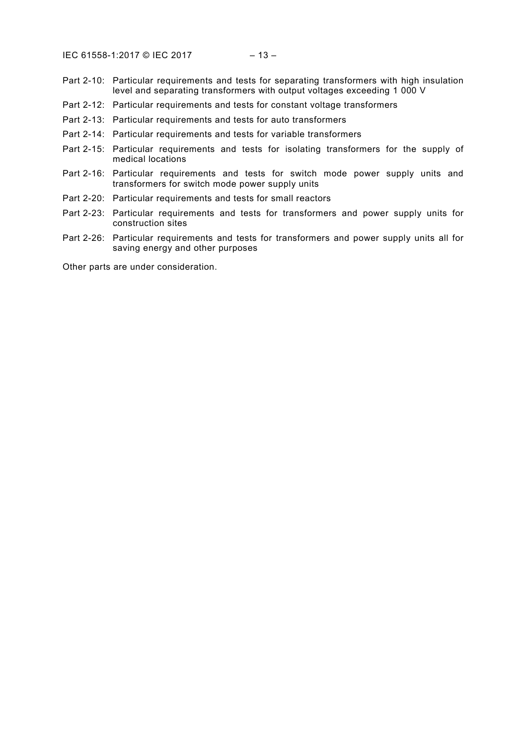Part 2-10: Particular requirements and tests for separating transformers with high insulation level and separating transformers with output voltages exceeding 1 000 V

Part 2-12: Particular requirements and tests for constant voltage transformers

Part 2-13: Particular requirements and tests for auto transformers

Part 2-14: Particular requirements and tests for variable transformers

Part 2-15: Particular requirements and tests for isolating transformers for the supply of medical locations

Part 2-16: Particular requirements and tests for switch mode power supply units and transformers for switch mode power supply units

Part 2-20: Particular requirements and tests for small reactors

Part 2-23: Particular requirements and tests for transformers and power supply units for construction sites

Part 2-26: Particular requirements and tests for transformers and power supply units all for saving energy and other purposes

Other parts are under consideration.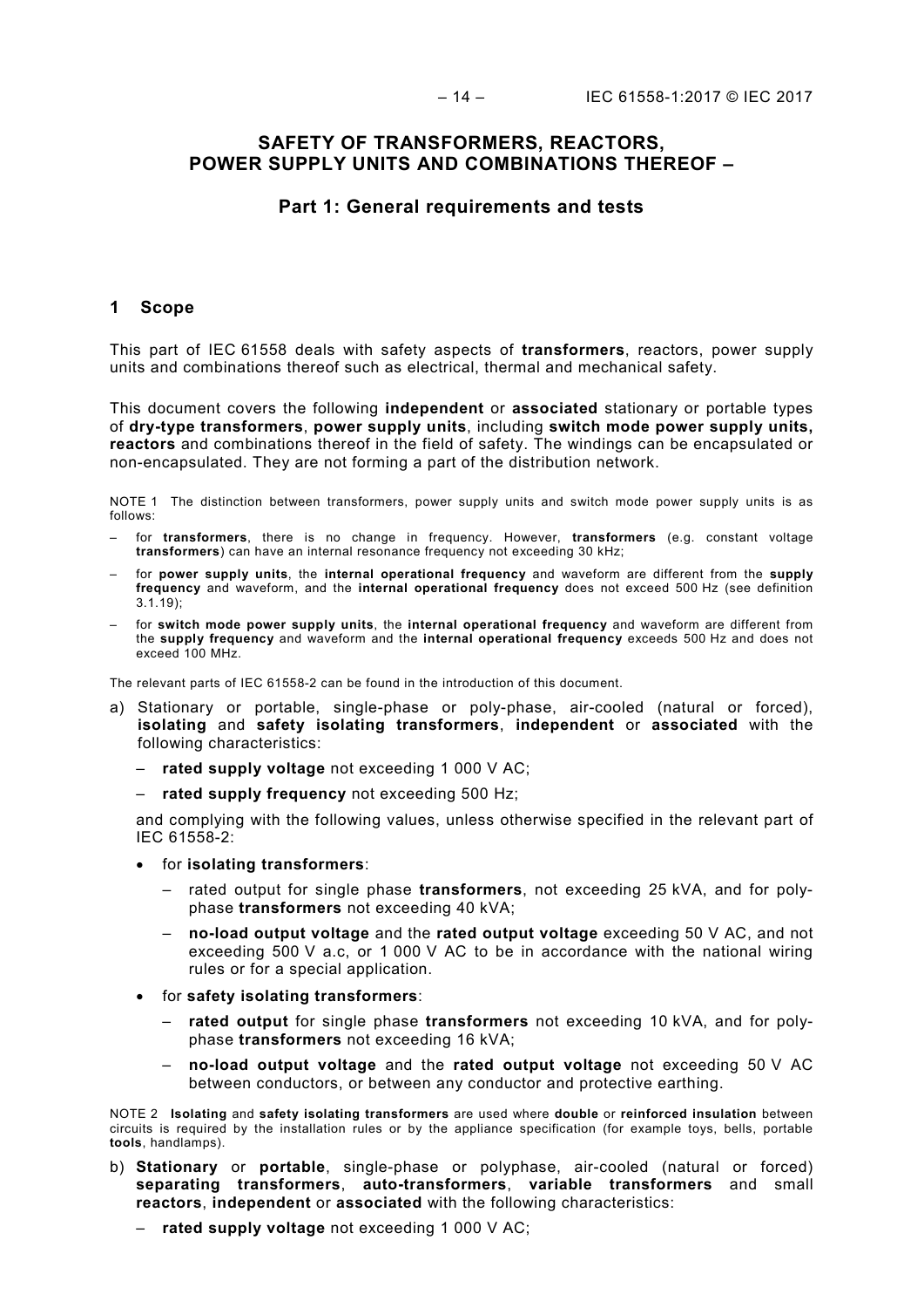# SAFETY OF TRANSFORMERS, REACTORS, POWER SUPPLY UNITS AND COMBINATIONS THEREOF –

## Part 1: General requirements and tests

### 1 Scope

This part of IEC 61558 deals with safety aspects of **transformers**, reactors, power supply units and combinations thereof such as electrical, thermal and mechanical safety.

This document covers the following **independent** or **associated** stationary or portable types of **dry-type transformers**, **power supply units**, including **switch mode power supply units, reactors** and combinations thereof in the field of safety. The windings can be encapsulated or non-encapsulated. They are not forming a part of the distribution network.

NOTE 1 The distinction between transformers, power supply units and switch mode power supply units is as follows:

- for **transformers**, there is no change in frequency. However, **transformers** (e.g. constant voltage **transformers**) can have an internal resonance frequency not exceeding 30 kHz;
- for **power supply units**, the **internal operational frequency** and waveform are different from the **supply frequency** and waveform, and the **internal operational frequency** does not exceed 500 Hz (see definition 3.1.19);
- for **switch mode power supply units**, the **internal operational frequency** and waveform are different from the **supply frequency** and waveform and the **internal operational frequency** exceeds 500 Hz and does not exceed 100 MHz.

The relevant parts of IEC 61558-2 can be found in the introduction of this document.

a) Stationary or portable, single-phase or poly-phase, air-cooled (natural or forced), **isolating** and **safety isolating transformers**, **independent** or **associated** with the following characteristics:

   - **rated supply voltage** not exceeding 1 000 V AC;
   - **rated supply frequency** not exceeding 500 Hz;

   and complying with the following values, unless otherwise specified in the relevant part of IEC 61558-2:

   - for **isolating transformers**:
     - rated output for single phase **transformers**, not exceeding 25 kVA, and for poly-phase **transformers** not exceeding 40 kVA;
     - **no-load output voltage** and the **rated output voltage** exceeding 50 V AC, and not exceeding 500 V a.c, or 1 000 V AC to be in accordance with the national wiring rules or for a special application.
   - for **safety isolating transformers**:
     - **rated output** for single phase **transformers** not exceeding 10 kVA, and for poly-phase **transformers** not exceeding 16 kVA;
     - **no-load output voltage** and the **rated output voltage** not exceeding 50 V AC between conductors, or between any conductor and protective earthing.

NOTE 2 **Isolating** and **safety isolating transformers** are used where **double** or **reinforced insulation** between circuits is required by the installation rules or by the appliance specification (for example toys, bells, portable **tools**, handlamps).

b) **Stationary** or **portable**, single-phase or polyphase, air-cooled (natural or forced) **separating transformers**, **auto-transformers**, **variable transformers** and small **reactors**, **independent** or **associated** with the following characteristics:

   - **rated supply voltage** not exceeding 1 000 V AC;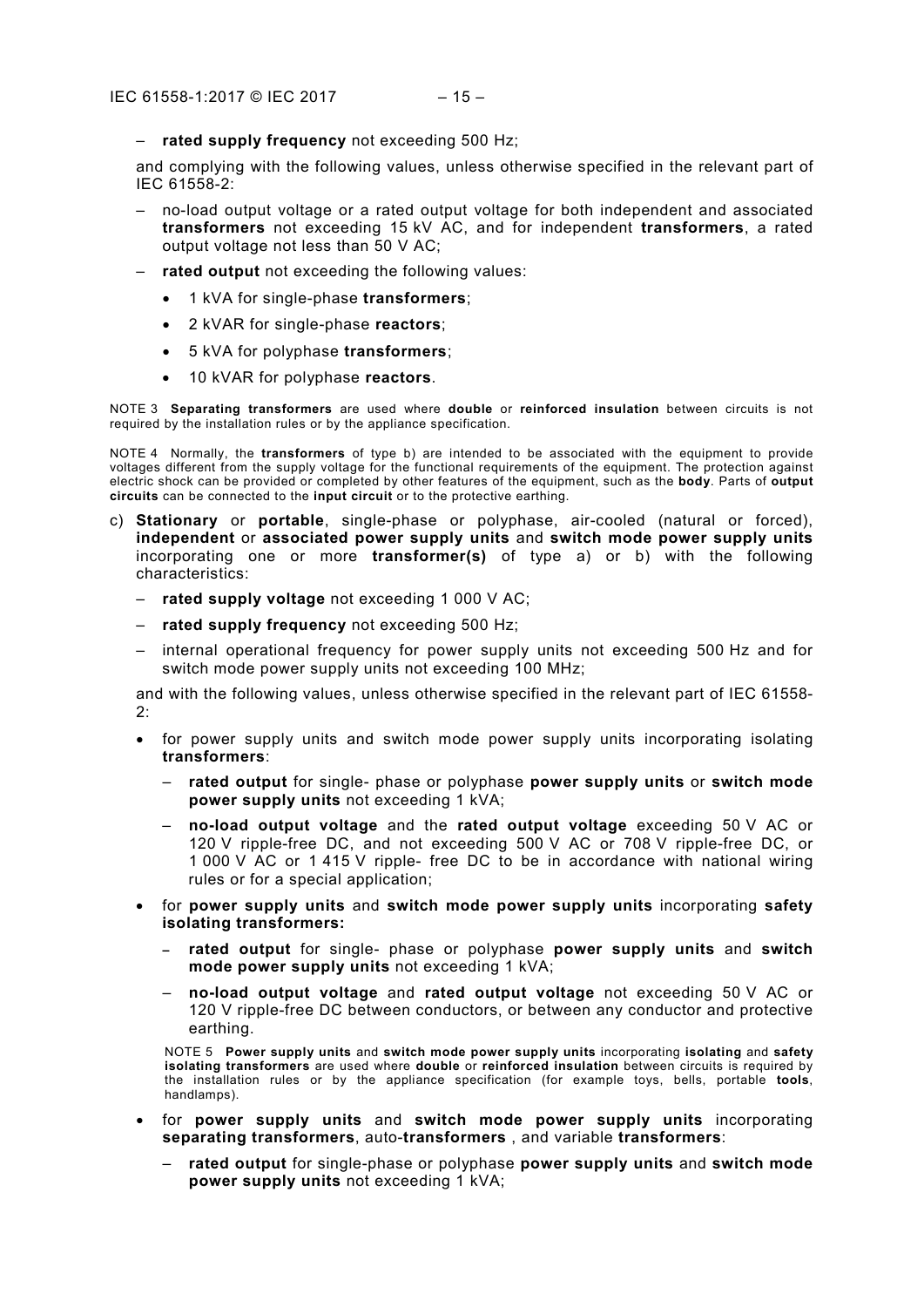– **rated supply frequency** not exceeding 500 Hz;

and complying with the following values, unless otherwise specified in the relevant part of IEC 61558-2:

– no-load output voltage or a rated output voltage for both independent and associated **transformers** not exceeding 15 kV AC, and for independent **transformers**, a rated output voltage not less than 50 V AC;

– **rated output** not exceeding the following values:

- 1 kVA for single-phase **transformers**;
- 2 kVAR for single-phase **reactors**;
- 5 kVA for polyphase **transformers**;
- 10 kVAR for polyphase **reactors**.

NOTE 3 **Separating transformers** are used where **double** or **reinforced insulation** between circuits is not required by the installation rules or by the appliance specification.

NOTE 4 Normally, the **transformers** of type b) are intended to be associated with the equipment to provide voltages different from the supply voltage for the functional requirements of the equipment. The protection against electric shock can be provided or completed by other features of the equipment, such as the **body**. Parts of **output circuits** can be connected to the **input circuit** or to the protective earthing.

c) **Stationary** or **portable**, single-phase or polyphase, air-cooled (natural or forced), **independent** or **associated power supply units** and **switch mode power supply units** incorporating one or more **transformer(s)** of type a) or b) with the following characteristics:

– **rated supply voltage** not exceeding 1 000 V AC;

– **rated supply frequency** not exceeding 500 Hz;

– internal operational frequency for power supply units not exceeding 500 Hz and for switch mode power supply units not exceeding 100 MHz;

and with the following values, unless otherwise specified in the relevant part of IEC 61558-2:

- for power supply units and switch mode power supply units incorporating isolating **transformers**:

  – **rated output** for single- phase or polyphase **power supply units** or **switch mode power supply units** not exceeding 1 kVA;

  – **no-load output voltage** and the **rated output voltage** exceeding 50 V AC or 120 V ripple-free DC, and not exceeding 500 V AC or 708 V ripple-free DC, or 1 000 V AC or 1 415 V ripple- free DC to be in accordance with national wiring rules or for a special application;

- for **power supply units** and **switch mode power supply units** incorporating **safety isolating transformers:**

  – **rated output** for single- phase or polyphase **power supply units** and **switch mode power supply units** not exceeding 1 kVA;

  – **no-load output voltage** and **rated output voltage** not exceeding 50 V AC or 120 V ripple-free DC between conductors, or between any conductor and protective earthing.

  NOTE 5 **Power supply units** and **switch mode power supply units** incorporating **isolating** and **safety isolating transformers** are used where **double** or **reinforced insulation** between circuits is required by the installation rules or by the appliance specification (for example toys, bells, portable **tools**, handlamps).

- for **power supply units** and **switch mode power supply units** incorporating **separating transformers**, auto-**transformers** , and variable **transformers**:

  – **rated output** for single-phase or polyphase **power supply units** and **switch mode power supply units** not exceeding 1 kVA;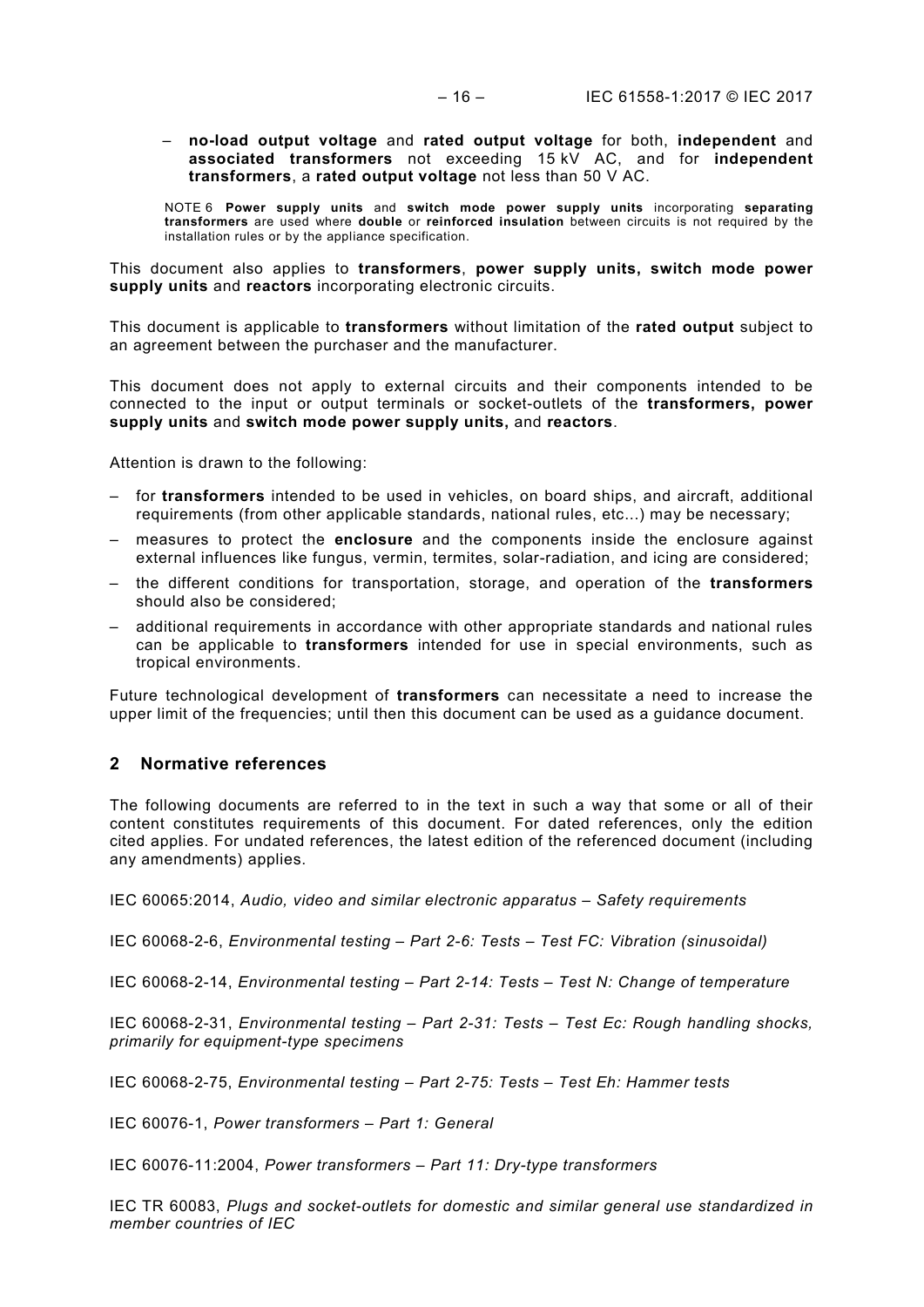– **no-load output voltage** and **rated output voltage** for both, **independent** and **associated transformers** not exceeding 15 kV AC, and for **independent transformers**, a **rated output voltage** not less than 50 V AC.

NOTE 6 **Power supply units** and **switch mode power supply units** incorporating **separating transformers** are used where **double** or **reinforced insulation** between circuits is not required by the installation rules or by the appliance specification.

This document also applies to **transformers**, **power supply units, switch mode power supply units** and **reactors** incorporating electronic circuits.

This document is applicable to **transformers** without limitation of the **rated output** subject to an agreement between the purchaser and the manufacturer.

This document does not apply to external circuits and their components intended to be connected to the input or output terminals or socket-outlets of the **transformers, power supply units** and **switch mode power supply units,** and **reactors**.

Attention is drawn to the following:

– for **transformers** intended to be used in vehicles, on board ships, and aircraft, additional requirements (from other applicable standards, national rules, etc...) may be necessary;
– measures to protect the **enclosure** and the components inside the enclosure against external influences like fungus, vermin, termites, solar-radiation, and icing are considered;
– the different conditions for transportation, storage, and operation of the **transformers** should also be considered;
– additional requirements in accordance with other appropriate standards and national rules can be applicable to **transformers** intended for use in special environments, such as tropical environments.

Future technological development of **transformers** can necessitate a need to increase the upper limit of the frequencies; until then this document can be used as a guidance document.

## 2 Normative references

The following documents are referred to in the text in such a way that some or all of their content constitutes requirements of this document. For dated references, only the edition cited applies. For undated references, the latest edition of the referenced document (including any amendments) applies.

IEC 60065:2014, *Audio, video and similar electronic apparatus – Safety requirements*

IEC 60068-2-6, *Environmental testing – Part 2-6: Tests – Test FC: Vibration (sinusoidal)*

IEC 60068-2-14, *Environmental testing – Part 2-14: Tests – Test N: Change of temperature*

IEC 60068-2-31, *Environmental testing – Part 2-31: Tests – Test Ec: Rough handling shocks, primarily for equipment-type specimens*

IEC 60068-2-75, *Environmental testing – Part 2-75: Tests – Test Eh: Hammer tests*

IEC 60076-1, *Power transformers – Part 1: General*

IEC 60076-11:2004, *Power transformers – Part 11: Dry-type transformers*

IEC TR 60083, *Plugs and socket-outlets for domestic and similar general use standardized in member countries of IEC*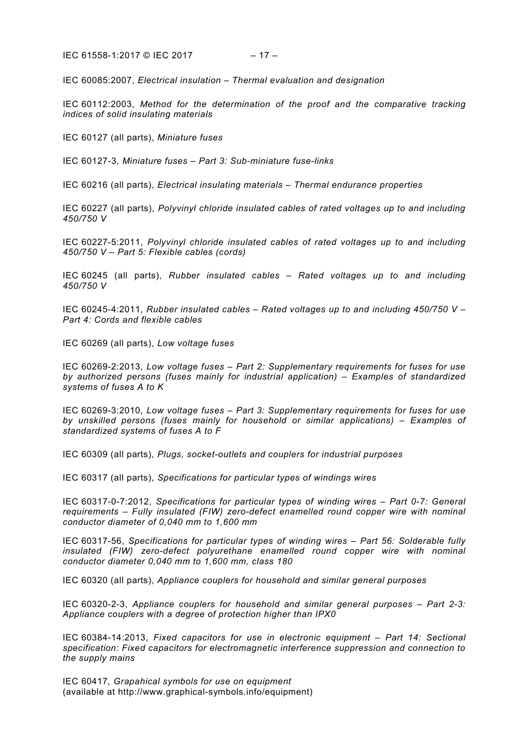IEC 60085:2007, *Electrical insulation – Thermal evaluation and designation*

IEC 60112:2003, *Method for the determination of the proof and the comparative tracking indices of solid insulating materials*

IEC 60127 (all parts), *Miniature fuses*

IEC 60127-3, *Miniature fuses – Part 3: Sub-miniature fuse-links*

IEC 60216 (all parts), *Electrical insulating materials – Thermal endurance properties*

IEC 60227 (all parts), *Polyvinyl chloride insulated cables of rated voltages up to and including 450/750 V*

IEC 60227-5:2011, *Polyvinyl chloride insulated cables of rated voltages up to and including 450/750 V – Part 5: Flexible cables (cords)*

IEC 60245 (all parts), *Rubber insulated cables – Rated voltages up to and including 450/750 V*

IEC 60245-4:2011, *Rubber insulated cables – Rated voltages up to and including 450/750 V – Part 4: Cords and flexible cables*

IEC 60269 (all parts), *Low voltage fuses*

IEC 60269-2:2013, *Low voltage fuses – Part 2: Supplementary requirements for fuses for use by authorized persons (fuses mainly for industrial application) – Examples of standardized systems of fuses A to K*

IEC 60269-3:2010, *Low voltage fuses – Part 3: Supplementary requirements for fuses for use by unskilled persons (fuses mainly for household or similar applications) – Examples of standardized systems of fuses A to F*

IEC 60309 (all parts), *Plugs, socket-outlets and couplers for industrial purposes*

IEC 60317 (all parts), *Specifications for particular types of windings wires*

IEC 60317-0-7:2012, *Specifications for particular types of winding wires – Part 0-7: General requirements – Fully insulated (FIW) zero-defect enamelled round copper wire with nominal conductor diameter of 0,040 mm to 1,600 mm*

IEC 60317-56, *Specifications for particular types of winding wires – Part 56: Solderable fully insulated (FIW) zero-defect polyurethane enamelled round copper wire with nominal conductor diameter 0,040 mm to 1,600 mm, class 180*

IEC 60320 (all parts), *Appliance couplers for household and similar general purposes*

IEC 60320-2-3, *Appliance couplers for household and similar general purposes – Part 2-3: Appliance couplers with a degree of protection higher than IPX0*

IEC 60384-14:2013, *Fixed capacitors for use in electronic equipment – Part 14: Sectional specification: Fixed capacitors for electromagnetic interference suppression and connection to the supply mains*

IEC 60417, *Grapahical symbols for use on equipment*
(available at http://www.graphical-symbols.info/equipment)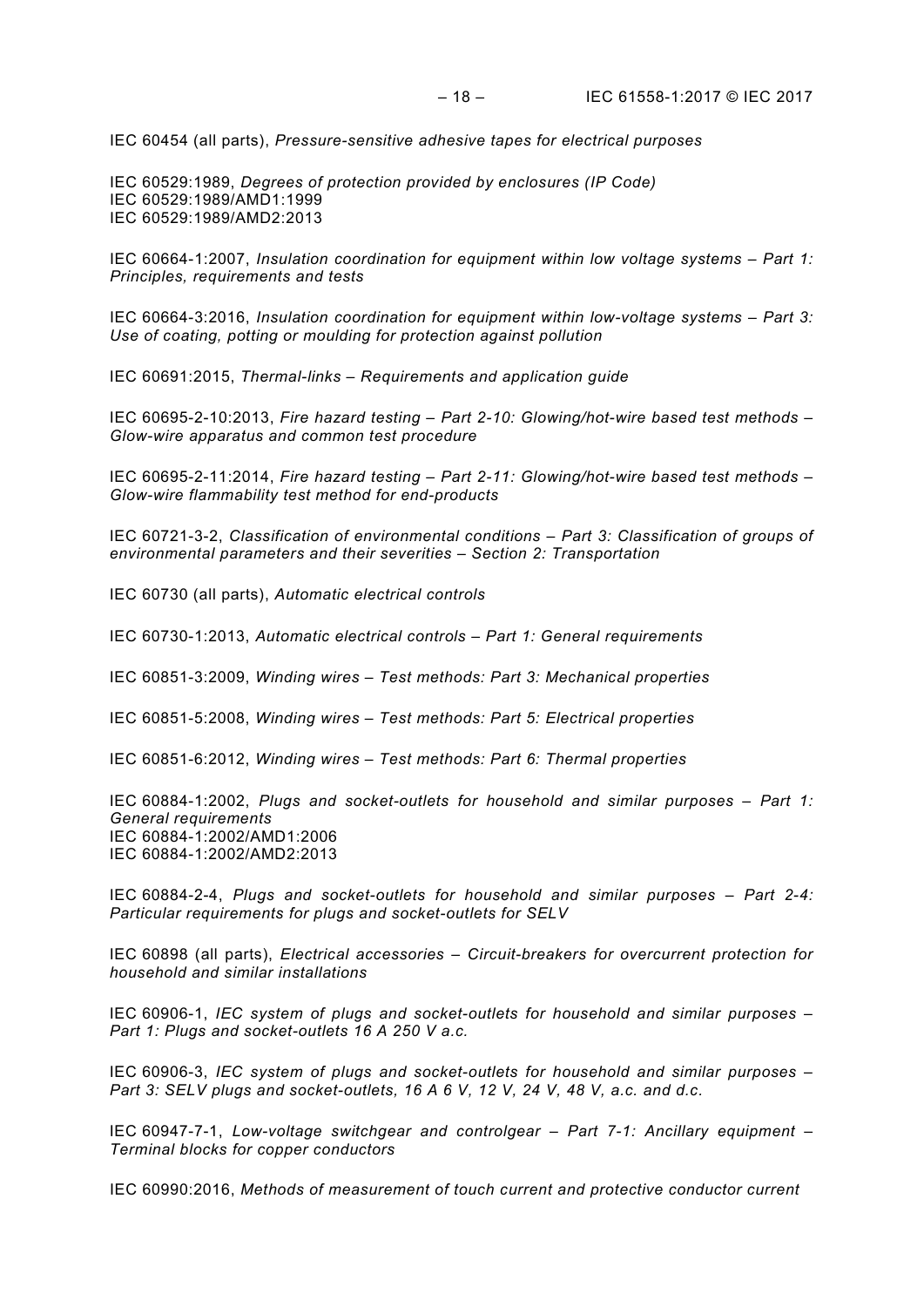IEC 60454 (all parts), *Pressure-sensitive adhesive tapes for electrical purposes*

IEC 60529:1989, *Degrees of protection provided by enclosures (IP Code)*
IEC 60529:1989/AMD1:1999
IEC 60529:1989/AMD2:2013

IEC 60664-1:2007, *Insulation coordination for equipment within low voltage systems – Part 1: Principles, requirements and tests*

IEC 60664-3:2016, *Insulation coordination for equipment within low-voltage systems – Part 3: Use of coating, potting or moulding for protection against pollution*

IEC 60691:2015, *Thermal-links – Requirements and application guide*

IEC 60695-2-10:2013, *Fire hazard testing – Part 2-10: Glowing/hot-wire based test methods – Glow-wire apparatus and common test procedure*

IEC 60695-2-11:2014, *Fire hazard testing – Part 2-11: Glowing/hot-wire based test methods – Glow-wire flammability test method for end-products*

IEC 60721-3-2, *Classification of environmental conditions – Part 3: Classification of groups of environmental parameters and their severities – Section 2: Transportation*

IEC 60730 (all parts), *Automatic electrical controls*

IEC 60730-1:2013, *Automatic electrical controls – Part 1: General requirements*

IEC 60851-3:2009, *Winding wires – Test methods: Part 3: Mechanical properties*

IEC 60851-5:2008, *Winding wires – Test methods: Part 5: Electrical properties*

IEC 60851-6:2012, *Winding wires – Test methods: Part 6: Thermal properties*

IEC 60884-1:2002, *Plugs and socket-outlets for household and similar purposes – Part 1: General requirements*
IEC 60884-1:2002/AMD1:2006
IEC 60884-1:2002/AMD2:2013

IEC 60884-2-4, *Plugs and socket-outlets for household and similar purposes – Part 2-4: Particular requirements for plugs and socket-outlets for SELV*

IEC 60898 (all parts), *Electrical accessories – Circuit-breakers for overcurrent protection for household and similar installations*

IEC 60906-1, *IEC system of plugs and socket-outlets for household and similar purposes – Part 1: Plugs and socket-outlets 16 A 250 V a.c.*

IEC 60906-3, *IEC system of plugs and socket-outlets for household and similar purposes – Part 3: SELV plugs and socket-outlets, 16 A 6 V, 12 V, 24 V, 48 V, a.c. and d.c.*

IEC 60947-7-1, *Low-voltage switchgear and controlgear – Part 7-1: Ancillary equipment – Terminal blocks for copper conductors*

IEC 60990:2016, *Methods of measurement of touch current and protective conductor current*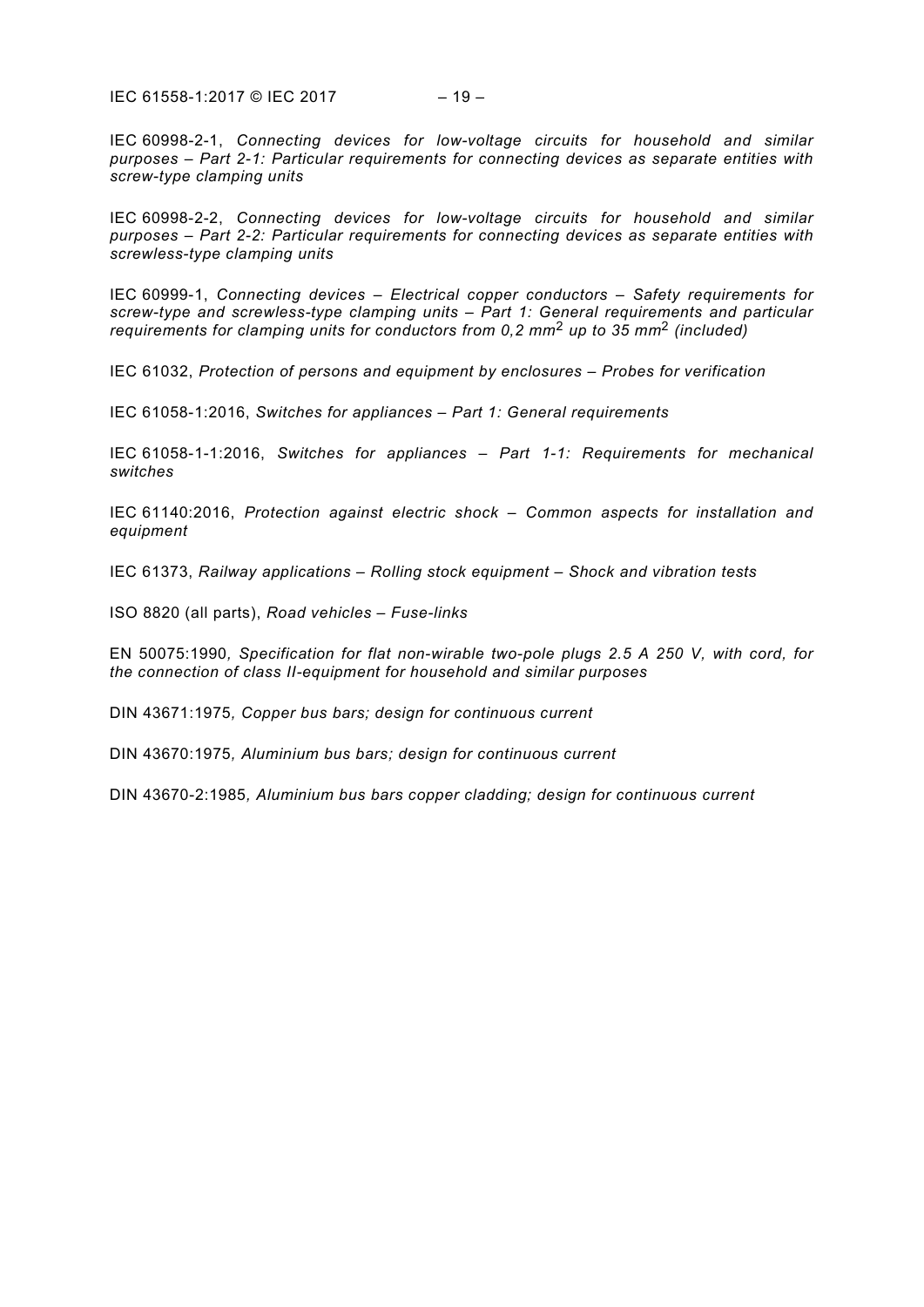IEC 60998-2-1, *Connecting devices for low-voltage circuits for household and similar purposes – Part 2-1: Particular requirements for connecting devices as separate entities with screw-type clamping units*

IEC 60998-2-2, *Connecting devices for low-voltage circuits for household and similar purposes – Part 2-2: Particular requirements for connecting devices as separate entities with screwless-type clamping units*

IEC 60999-1, *Connecting devices – Electrical copper conductors – Safety requirements for screw-type and screwless-type clamping units – Part 1: General requirements and particular requirements for clamping units for conductors from 0,2 mm$^2$ up to 35 mm$^2$ (included)*

IEC 61032, *Protection of persons and equipment by enclosures – Probes for verification*

IEC 61058-1:2016, *Switches for appliances – Part 1: General requirements*

IEC 61058-1-1:2016, *Switches for appliances – Part 1-1: Requirements for mechanical switches*

IEC 61140:2016, *Protection against electric shock – Common aspects for installation and equipment*

IEC 61373, *Railway applications – Rolling stock equipment – Shock and vibration tests*

ISO 8820 (all parts), *Road vehicles – Fuse-links*

EN 50075:1990, *Specification for flat non-wirable two-pole plugs 2.5 A 250 V, with cord, for the connection of class II-equipment for household and similar purposes*

DIN 43671:1975, *Copper bus bars; design for continuous current*

DIN 43670:1975, *Aluminium bus bars; design for continuous current*

DIN 43670-2:1985, *Aluminium bus bars copper cladding; design for continuous current*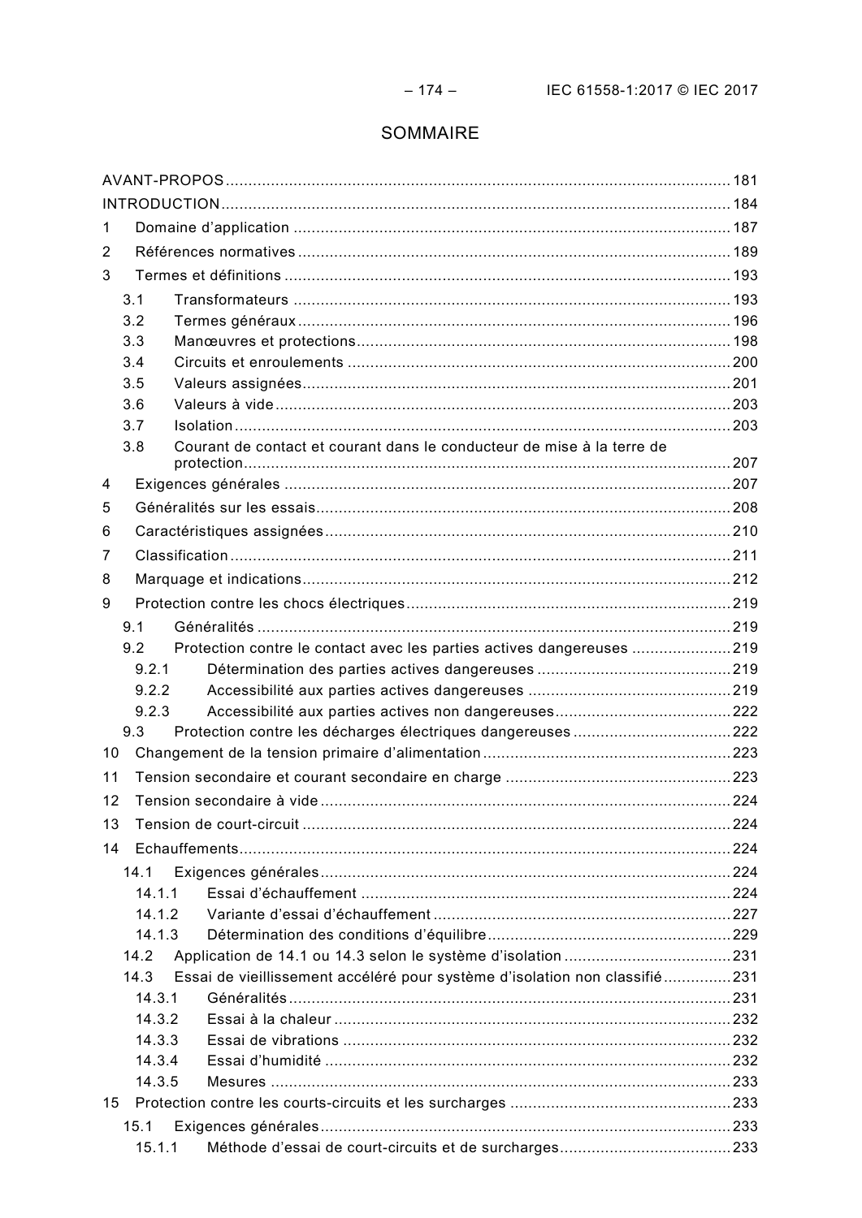# SOMMAIRE

AVANT-PROPOS ... 181
INTRODUCTION ... 184
1 Domaine d'application ... 187
2 Références normatives ... 189
3 Termes et définitions ... 193
  3.1 Transformateurs ... 193
  3.2 Termes généraux ... 196
  3.3 Manœuvres et protections ... 198
  3.4 Circuits et enroulements ... 200
  3.5 Valeurs assignées ... 201
  3.6 Valeurs à vide ... 203
  3.7 Isolation ... 203
  3.8 Courant de contact et courant dans le conducteur de mise à la terre de protection ... 207
4 Exigences générales ... 207
5 Généralités sur les essais ... 208
6 Caractéristiques assignées ... 210
7 Classification ... 211
8 Marquage et indications ... 212
9 Protection contre les chocs électriques ... 219
  9.1 Généralités ... 219
  9.2 Protection contre le contact avec les parties actives dangereuses ... 219
    9.2.1 Détermination des parties actives dangereuses ... 219
    9.2.2 Accessibilité aux parties actives dangereuses ... 219
    9.2.3 Accessibilité aux parties actives non dangereuses ... 222
  9.3 Protection contre les décharges électriques dangereuses ... 222
10 Changement de la tension primaire d'alimentation ... 223
11 Tension secondaire et courant secondaire en charge ... 223
12 Tension secondaire à vide ... 224
13 Tension de court-circuit ... 224
14 Echauffements ... 224
  14.1 Exigences générales ... 224
    14.1.1 Essai d'échauffement ... 224
    14.1.2 Variante d'essai d'échauffement ... 227
    14.1.3 Détermination des conditions d'équilibre ... 229
  14.2 Application de 14.1 ou 14.3 selon le système d'isolation ... 231
  14.3 Essai de vieillissement accéléré pour système d'isolation non classifié ... 231
    14.3.1 Généralités ... 231
    14.3.2 Essai à la chaleur ... 232
    14.3.3 Essai de vibrations ... 232
    14.3.4 Essai d'humidité ... 232
    14.3.5 Mesures ... 233
15 Protection contre les courts-circuits et les surcharges ... 233
  15.1 Exigences générales ... 233
    15.1.1 Méthode d'essai de court-circuits et de surcharges ... 233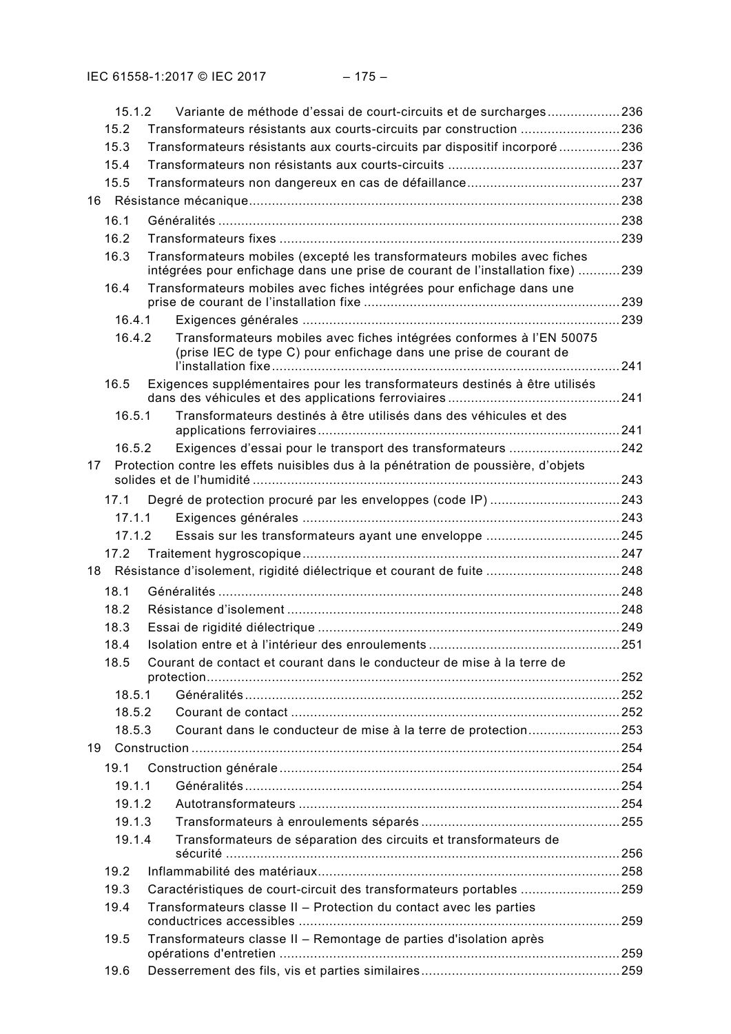15.1.2 Variante de méthode d'essai de court-circuits et de surcharges ................... 236
15.2 Transformateurs résistants aux courts-circuits par construction .......................... 236
15.3 Transformateurs résistants aux courts-circuits par dispositif incorporé ................ 236
15.4 Transformateurs non résistants aux courts-circuits ............................................. 237
15.5 Transformateurs non dangereux en cas de défaillance........................................ 237
16 Résistance mécanique................................................................................................ 238
16.1 Généralités ......................................................................................................... 238
16.2 Transformateurs fixes ......................................................................................... 239
16.3 Transformateurs mobiles (excepté les transformateurs mobiles avec fiches intégrées pour enfichage dans une prise de courant de l'installation fixe) ........... 239
16.4 Transformateurs mobiles avec fiches intégrées pour enfichage dans une prise de courant de l'installation fixe ................................................................... 239
16.4.1 Exigences générales ................................................................................... 239
16.4.2 Transformateurs mobiles avec fiches intégrées conformes à l'EN 50075 (prise IEC de type C) pour enfichage dans une prise de courant de l'installation fixe.......................................................................................... 241
16.5 Exigences supplémentaires pour les transformateurs destinés à être utilisés dans des véhicules et des applications ferroviaires ............................................ 241
16.5.1 Transformateurs destinés à être utilisés dans des véhicules et des applications ferroviaires.............................................................................. 241
16.5.2 Exigences d'essai pour le transport des transformateurs ............................ 242
17 Protection contre les effets nuisibles dus à la pénétration de poussière, d'objets solides et de l'humidité ................................................................................................ 243
17.1 Degré de protection procuré par les enveloppes (code IP) ................................. 243
17.1.1 Exigences générales ................................................................................... 243
17.1.2 Essais sur les transformateurs ayant une enveloppe ................................... 245
17.2 Traitement hygroscopique................................................................................... 247
18 Résistance d'isolement, rigidité diélectrique et courant de fuite ................................... 248
18.1 Généralités ......................................................................................................... 248
18.2 Résistance d'isolement ....................................................................................... 248
18.3 Essai de rigidité diélectrique ............................................................................... 249
18.4 Isolation entre et à l'intérieur des enroulements .................................................. 251
18.5 Courant de contact et courant dans le conducteur de mise à la terre de protection........................................................................................................... 252
18.5.1 Généralités.................................................................................................. 252
18.5.2 Courant de contact ...................................................................................... 252
18.5.3 Courant dans le conducteur de mise à la terre de protection........................ 253
19 Construction ................................................................................................................ 254
19.1 Construction générale ......................................................................................... 254
19.1.1 Généralités.................................................................................................. 254
19.1.2 Autotransformateurs .................................................................................... 254
19.1.3 Transformateurs à enroulements séparés .................................................... 255
19.1.4 Transformateurs de séparation des circuits et transformateurs de sécurité ....................................................................................................... 256
19.2 Inflammabilité des matériaux............................................................................... 258
19.3 Caractéristiques de court-circuit des transformateurs portables .......................... 259
19.4 Transformateurs classe II – Protection du contact avec les parties conductrices accessibles .................................................................................... 259
19.5 Transformateurs classe II – Remontage de parties d'isolation après opérations d'entretien ......................................................................................... 259
19.6 Desserrement des fils, vis et parties similaires.................................................... 259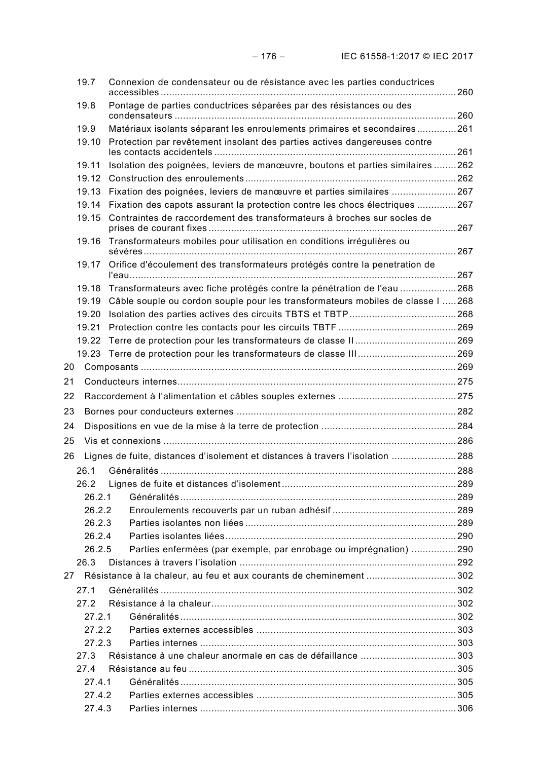| | | |
|---|---|---|
| 19.7 | Connexion de condensateur ou de résistance avec les parties conductrices accessibles | 260 |
| 19.8 | Pontage de parties conductrices séparées par des résistances ou des condensateurs | 260 |
| 19.9 | Matériaux isolants séparant les enroulements primaires et secondaires | 261 |
| 19.10 | Protection par revêtement isolant des parties actives dangereuses contre les contacts accidentels | 261 |
| 19.11 | Isolation des poignées, leviers de manœuvre, boutons et parties similaires | 262 |
| 19.12 | Construction des enroulements | 262 |
| 19.13 | Fixation des poignées, leviers de manœuvre et parties similaires | 267 |
| 19.14 | Fixation des capots assurant la protection contre les chocs électriques | 267 |
| 19.15 | Contraintes de raccordement des transformateurs à broches sur socles de prises de courant fixes | 267 |
| 19.16 | Transformateurs mobiles pour utilisation en conditions irrégulières ou sévères | 267 |
| 19.17 | Orifice d'écoulement des transformateurs protégés contre la penetration de l'eau | 267 |
| 19.18 | Transformateurs avec fiche protégés contre la pénétration de l'eau | 268 |
| 19.19 | Câble souple ou cordon souple pour les transformateurs mobiles de classe I | 268 |
| 19.20 | Isolation des parties actives des circuits TBTS et TBTP | 268 |
| 19.21 | Protection contre les contacts pour les circuits TBTF | 269 |
| 19.22 | Terre de protection pour les transformateurs de classe II | 269 |
| 19.23 | Terre de protection pour les transformateurs de classe III | 269 |
| 20 | Composants | 269 |
| 21 | Conducteurs internes | 275 |
| 22 | Raccordement à l'alimentation et câbles souples externes | 275 |
| 23 | Bornes pour conducteurs externes | 282 |
| 24 | Dispositions en vue de la mise à la terre de protection | 284 |
| 25 | Vis et connexions | 286 |
| 26 | Lignes de fuite, distances d'isolement et distances à travers l'isolation | 288 |
| 26.1 | Généralités | 288 |
| 26.2 | Lignes de fuite et distances d'isolement | 289 |
| 26.2.1 | Généralités | 289 |
| 26.2.2 | Enroulements recouverts par un ruban adhésif | 289 |
| 26.2.3 | Parties isolantes non liées | 289 |
| 26.2.4 | Parties isolantes liées | 290 |
| 26.2.5 | Parties enfermées (par exemple, par enrobage ou imprégnation) | 290 |
| 26.3 | Distances à travers l'isolation | 292 |
| 27 | Résistance à la chaleur, au feu et aux courants de cheminement | 302 |
| 27.1 | Généralités | 302 |
| 27.2 | Résistance à la chaleur | 302 |
| 27.2.1 | Généralités | 302 |
| 27.2.2 | Parties externes accessibles | 303 |
| 27.2.3 | Parties internes | 303 |
| 27.3 | Résistance à une chaleur anormale en cas de défaillance | 303 |
| 27.4 | Résistance au feu | 305 |
| 27.4.1 | Généralités | 305 |
| 27.4.2 | Parties externes accessibles | 305 |
| 27.4.3 | Parties internes | 306 |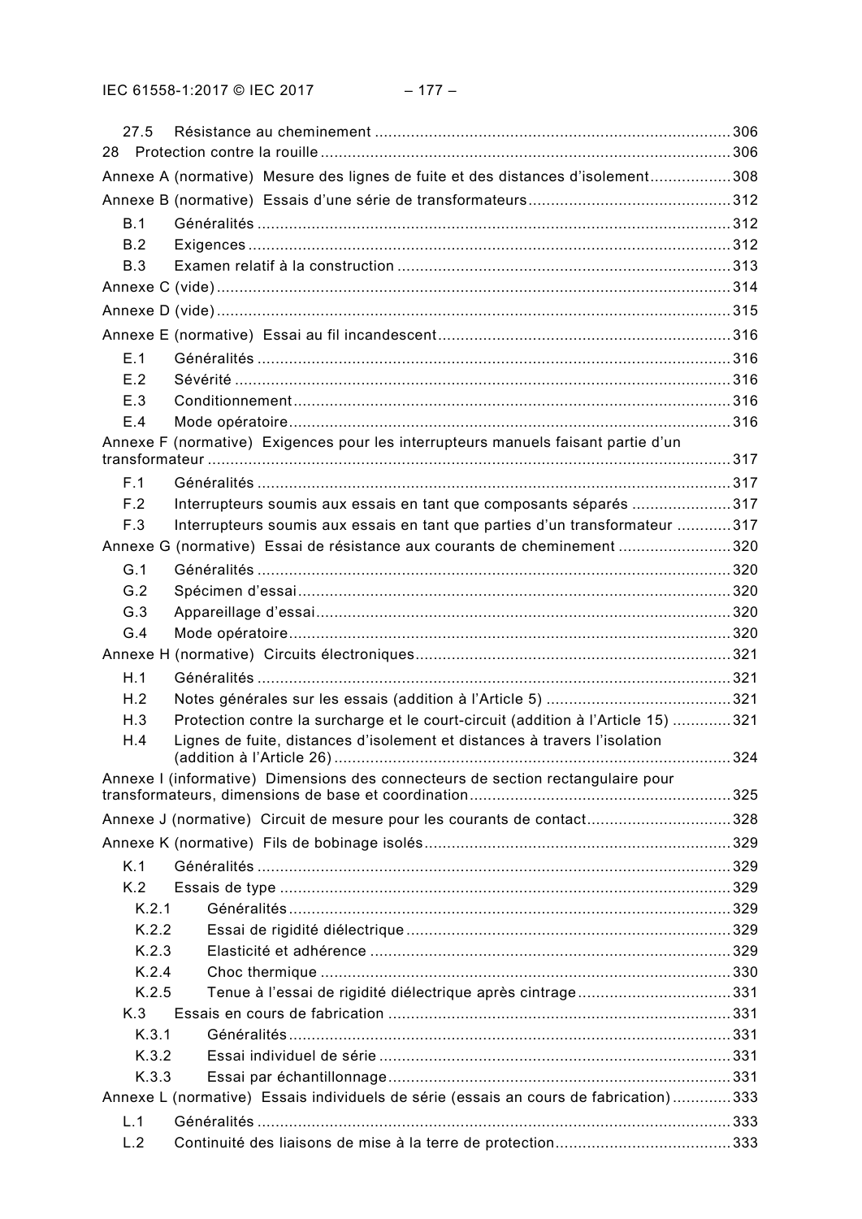27.5 Résistance au cheminement .......... 306
28 Protection contre la rouille .......... 306
Annexe A (normative) Mesure des lignes de fuite et des distances d'isolement .......... 308
Annexe B (normative) Essais d'une série de transformateurs .......... 312
B.1 Généralités .......... 312
B.2 Exigences .......... 312
B.3 Examen relatif à la construction .......... 313
Annexe C (vide) .......... 314
Annexe D (vide) .......... 315
Annexe E (normative) Essai au fil incandescent .......... 316
E.1 Généralités .......... 316
E.2 Sévérité .......... 316
E.3 Conditionnement .......... 316
E.4 Mode opératoire .......... 316
Annexe F (normative) Exigences pour les interrupteurs manuels faisant partie d'un transformateur .......... 317
F.1 Généralités .......... 317
F.2 Interrupteurs soumis aux essais en tant que composants séparés .......... 317
F.3 Interrupteurs soumis aux essais en tant que parties d'un transformateur .......... 317
Annexe G (normative) Essai de résistance aux courants de cheminement .......... 320
G.1 Généralités .......... 320
G.2 Spécimen d'essai .......... 320
G.3 Appareillage d'essai .......... 320
G.4 Mode opératoire .......... 320
Annexe H (normative) Circuits électroniques .......... 321
H.1 Généralités .......... 321
H.2 Notes générales sur les essais (addition à l'Article 5) .......... 321
H.3 Protection contre la surcharge et le court-circuit (addition à l'Article 15) .......... 321
H.4 Lignes de fuite, distances d'isolement et distances à travers l'isolation (addition à l'Article 26) .......... 324
Annexe I (informative) Dimensions des connecteurs de section rectangulaire pour transformateurs, dimensions de base et coordination .......... 325
Annexe J (normative) Circuit de mesure pour les courants de contact .......... 328
Annexe K (normative) Fils de bobinage isolés .......... 329
K.1 Généralités .......... 329
K.2 Essais de type .......... 329
K.2.1 Généralités .......... 329
K.2.2 Essai de rigidité diélectrique .......... 329
K.2.3 Elasticité et adhérence .......... 329
K.2.4 Choc thermique .......... 330
K.2.5 Tenue à l'essai de rigidité diélectrique après cintrage .......... 331
K.3 Essais en cours de fabrication .......... 331
K.3.1 Généralités .......... 331
K.3.2 Essai individuel de série .......... 331
K.3.3 Essai par échantillonnage .......... 331
Annexe L (normative) Essais individuels de série (essais an cours de fabrication) .......... 333
L.1 Généralités .......... 333
L.2 Continuité des liaisons de mise à la terre de protection .......... 333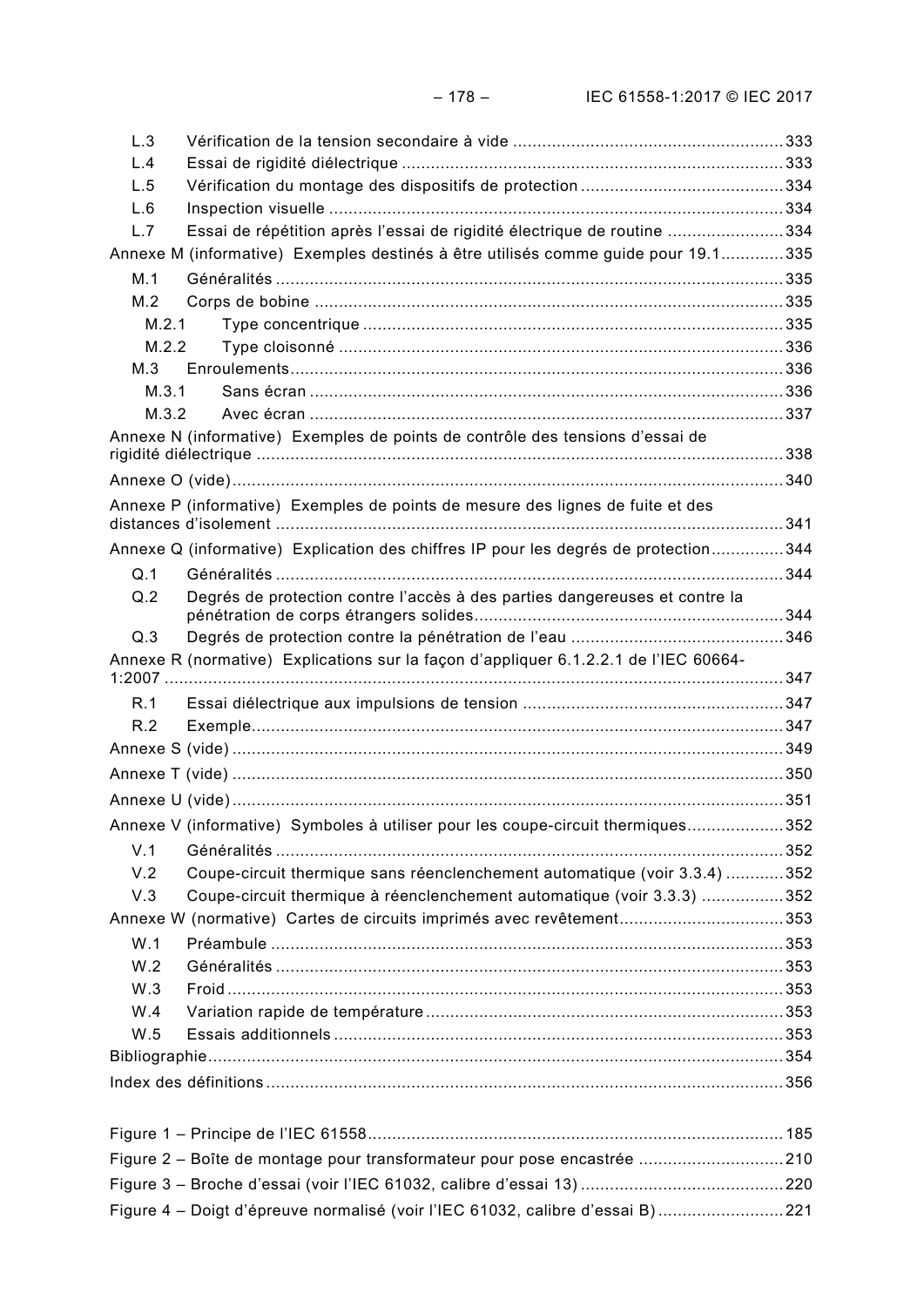L.3 Vérification de la tension secondaire à vide ........................................................ 333
L.4 Essai de rigidité diélectrique ............................................................................... 333
L.5 Vérification du montage des dispositifs de protection .......................................... 334
L.6 Inspection visuelle .............................................................................................. 334
L.7 Essai de répétition après l'essai de rigidité électrique de routine ........................ 334

Annexe M (informative) Exemples destinés à être utilisés comme guide pour 19.1 ............ 335

M.1 Généralités ......................................................................................................... 335
M.2 Corps de bobine ................................................................................................. 335
M.2.1 Type concentrique ....................................................................................... 335
M.2.2 Type cloisonné ............................................................................................ 336
M.3 Enroulements ...................................................................................................... 336
M.3.1 Sans écran .................................................................................................. 336
M.3.2 Avec écran .................................................................................................. 337

Annexe N (informative) Exemples de points de contrôle des tensions d'essai de rigidité diélectrique ............................................................................................................. 338

Annexe O (vide) .................................................................................................................. 340

Annexe P (informative) Exemples de points de mesure des lignes de fuite et des distances d'isolement ......................................................................................................... 341

Annexe Q (informative) Explication des chiffres IP pour les degrés de protection ............... 344

Q.1 Généralités ......................................................................................................... 344
Q.2 Degrés de protection contre l'accès à des parties dangereuses et contre la pénétration de corps étrangers solides ................................................................ 344
Q.3 Degrés de protection contre la pénétration de l'eau ............................................ 346

Annexe R (normative) Explications sur la façon d'appliquer 6.1.2.2.1 de l'IEC 60664-1:2007 ................................................................................................................................ 347

R.1 Essai diélectrique aux impulsions de tension ...................................................... 347
R.2 Exemple .............................................................................................................. 347

Annexe S (vide) .................................................................................................................. 349

Annexe T (vide) .................................................................................................................. 350

Annexe U (vide) .................................................................................................................. 351

Annexe V (informative) Symboles à utiliser pour les coupe-circuit thermiques .................... 352

V.1 Généralités ......................................................................................................... 352
V.2 Coupe-circuit thermique sans réenclenchement automatique (voir 3.3.4) ............ 352
V.3 Coupe-circuit thermique à réenclenchement automatique (voir 3.3.3) ................. 352

Annexe W (normative) Cartes de circuits imprimés avec revêtement .................................. 353

W.1 Préambule .......................................................................................................... 353
W.2 Généralités ......................................................................................................... 353
W.3 Froid ................................................................................................................... 353
W.4 Variation rapide de température .......................................................................... 353
W.5 Essais additionnels ............................................................................................. 353

Bibliographie ....................................................................................................................... 354

Index des définitions .......................................................................................................... 356

Figure 1 – Principe de l'IEC 61558 ...................................................................................... 185
Figure 2 – Boîte de montage pour transformateur pour pose encastrée .............................. 210
Figure 3 – Broche d'essai (voir l'IEC 61032, calibre d'essai 13) .......................................... 220
Figure 4 – Doigt d'épreuve normalisé (voir l'IEC 61032, calibre d'essai B) .......................... 221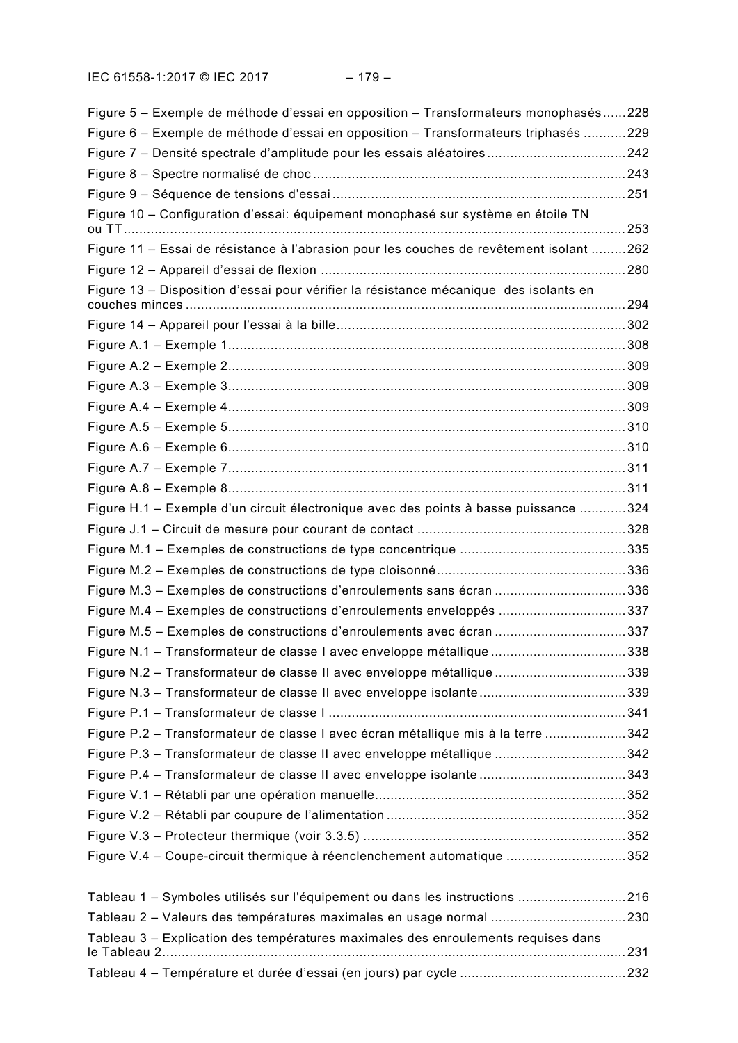Figure 5 – Exemple de méthode d'essai en opposition – Transformateurs monophasés ...... 228
Figure 6 – Exemple de méthode d'essai en opposition – Transformateurs triphasés ........... 229
Figure 7 – Densité spectrale d'amplitude pour les essais aléatoires .................................... 242
Figure 8 – Spectre normalisé de choc ................................................................................. 243
Figure 9 – Séquence de tensions d'essai ............................................................................ 251
Figure 10 – Configuration d'essai: équipement monophasé sur système en étoile TN ou TT ..................................................................................................................................... 253
Figure 11 – Essai de résistance à l'abrasion pour les couches de revêtement isolant ......... 262
Figure 12 – Appareil d'essai de flexion ............................................................................... 280
Figure 13 – Disposition d'essai pour vérifier la résistance mécanique des isolants en couches minces ................................................................................................................... 294
Figure 14 – Appareil pour l'essai à la bille ........................................................................... 302
Figure A.1 – Exemple 1 ....................................................................................................... 308
Figure A.2 – Exemple 2 ....................................................................................................... 309
Figure A.3 – Exemple 3 ....................................................................................................... 309
Figure A.4 – Exemple 4 ....................................................................................................... 309
Figure A.5 – Exemple 5 ....................................................................................................... 310
Figure A.6 – Exemple 6 ....................................................................................................... 310
Figure A.7 – Exemple 7 ....................................................................................................... 311
Figure A.8 – Exemple 8 ....................................................................................................... 311
Figure H.1 – Exemple d'un circuit électronique avec des points à basse puissance ............ 324
Figure J.1 – Circuit de mesure pour courant de contact ...................................................... 328
Figure M.1 – Exemples de constructions de type concentrique ........................................... 335
Figure M.2 – Exemples de constructions de type cloisonné ................................................. 336
Figure M.3 – Exemples de constructions d'enroulements sans écran .................................. 336
Figure M.4 – Exemples de constructions d'enroulements enveloppés ................................. 337
Figure M.5 – Exemples de constructions d'enroulements avec écran .................................. 337
Figure N.1 – Transformateur de classe I avec enveloppe métallique ................................... 338
Figure N.2 – Transformateur de classe II avec enveloppe métallique .................................. 339
Figure N.3 – Transformateur de classe II avec enveloppe isolante ...................................... 339
Figure P.1 – Transformateur de classe I ............................................................................. 341
Figure P.2 – Transformateur de classe I avec écran métallique mis à la terre ..................... 342
Figure P.3 – Transformateur de classe II avec enveloppe métallique .................................. 342
Figure P.4 – Transformateur de classe II avec enveloppe isolante ...................................... 343
Figure V.1 – Rétabli par une opération manuelle ................................................................. 352
Figure V.2 – Rétabli par coupure de l'alimentation .............................................................. 352
Figure V.3 – Protecteur thermique (voir 3.3.5) .................................................................... 352
Figure V.4 – Coupe-circuit thermique à réenclenchement automatique ............................... 352

Tableau 1 – Symboles utilisés sur l'équipement ou dans les instructions ............................ 216
Tableau 2 – Valeurs des températures maximales en usage normal ................................... 230
Tableau 3 – Explication des températures maximales des enroulements requises dans le Tableau 2 ........................................................................................................................ 231
Tableau 4 – Température et durée d'essai (en jours) par cycle ........................................... 232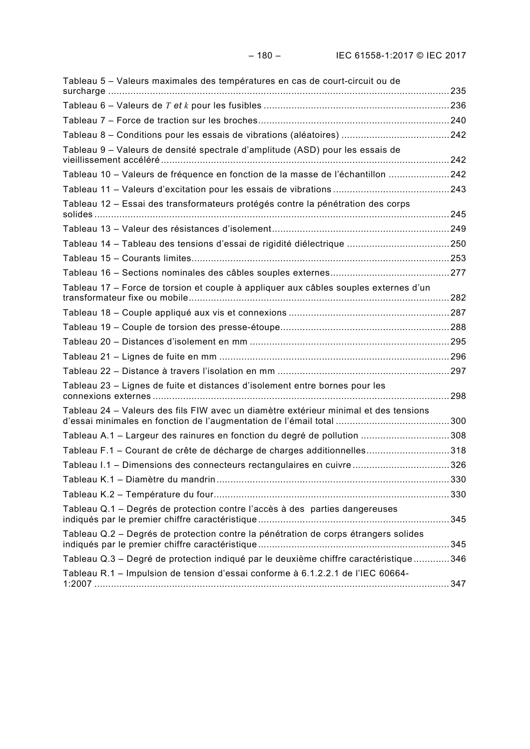Tableau 5 – Valeurs maximales des températures en cas de court-circuit ou de surcharge ... 235

Tableau 6 – Valeurs de $T$ et $k$ pour les fusibles ... 236

Tableau 7 – Force de traction sur les broches ... 240

Tableau 8 – Conditions pour les essais de vibrations (aléatoires) ... 242

Tableau 9 – Valeurs de densité spectrale d'amplitude (ASD) pour les essais de vieillissement accéléré ... 242

Tableau 10 – Valeurs de fréquence en fonction de la masse de l'échantillon ... 242

Tableau 11 – Valeurs d'excitation pour les essais de vibrations ... 243

Tableau 12 – Essai des transformateurs protégés contre la pénétration des corps solides ... 245

Tableau 13 – Valeur des résistances d'isolement ... 249

Tableau 14 – Tableau des tensions d'essai de rigidité diélectrique ... 250

Tableau 15 – Courants limites ... 253

Tableau 16 – Sections nominales des câbles souples externes ... 277

Tableau 17 – Force de torsion et couple à appliquer aux câbles souples externes d'un transformateur fixe ou mobile ... 282

Tableau 18 – Couple appliqué aux vis et connexions ... 287

Tableau 19 – Couple de torsion des presse-étoupe ... 288

Tableau 20 – Distances d'isolement en mm ... 295

Tableau 21 – Lignes de fuite en mm ... 296

Tableau 22 – Distance à travers l'isolation en mm ... 297

Tableau 23 – Lignes de fuite et distances d'isolement entre bornes pour les connexions externes ... 298

Tableau 24 – Valeurs des fils FIW avec un diamètre extérieur minimal et des tensions d'essai minimales en fonction de l'augmentation de l'émail total ... 300

Tableau A.1 – Largeur des rainures en fonction du degré de pollution ... 308

Tableau F.1 – Courant de crête de décharge de charges additionnelles ... 318

Tableau I.1 – Dimensions des connecteurs rectangulaires en cuivre ... 326

Tableau K.1 – Diamètre du mandrin ... 330

Tableau K.2 – Température du four ... 330

Tableau Q.1 – Degrés de protection contre l'accès à des parties dangereuses indiqués par le premier chiffre caractéristique ... 345

Tableau Q.2 – Degrés de protection contre la pénétration de corps étrangers solides indiqués par le premier chiffre caractéristique ... 345

Tableau Q.3 – Degré de protection indiqué par le deuxième chiffre caractéristique ... 346

Tableau R.1 – Impulsion de tension d'essai conforme à 6.1.2.2.1 de l'IEC 60664-1:2007 ... 347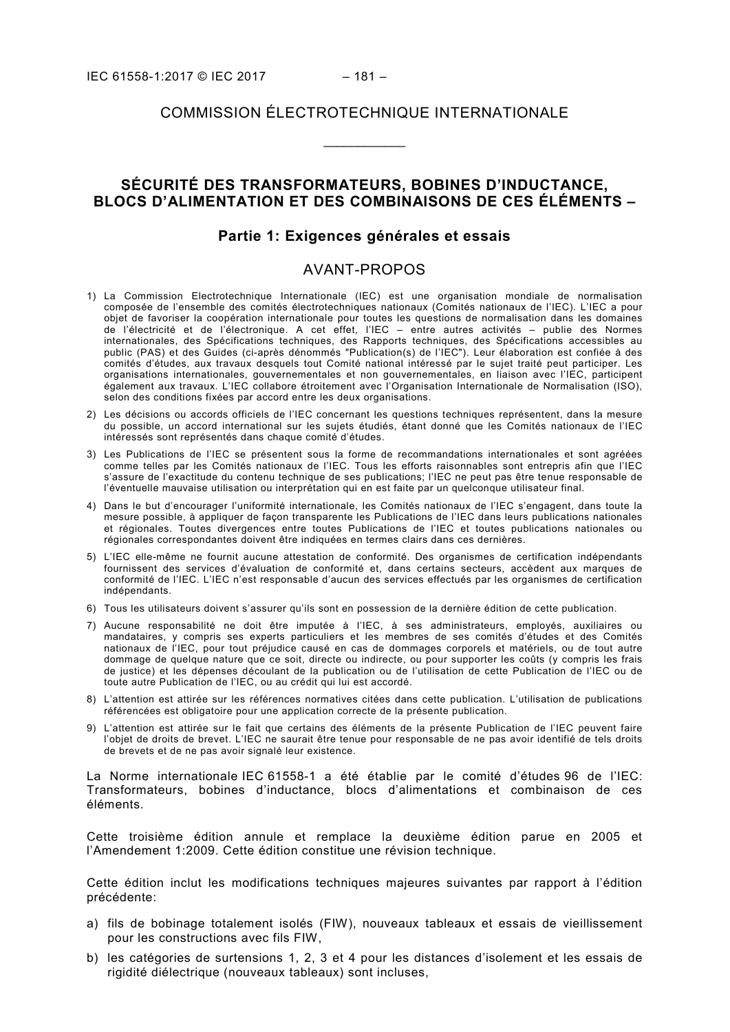# COMMISSION ÉLECTROTECHNIQUE INTERNATIONALE

\_\_\_\_\_\_\_\_\_\_\_\_

## SÉCURITÉ DES TRANSFORMATEURS, BOBINES D'INDUCTANCE, BLOCS D'ALIMENTATION ET DES COMBINAISONS DE CES ÉLÉMENTS –

### Partie 1: Exigences générales et essais

## AVANT-PROPOS

1) La Commission Electrotechnique Internationale (IEC) est une organisation mondiale de normalisation composée de l'ensemble des comités électrotechniques nationaux (Comités nationaux de l'IEC). L'IEC a pour objet de favoriser la coopération internationale pour toutes les questions de normalisation dans les domaines de l'électricité et de l'électronique. A cet effet, l'IEC – entre autres activités – publie des Normes internationales, des Spécifications techniques, des Rapports techniques, des Spécifications accessibles au public (PAS) et des Guides (ci-après dénommés "Publication(s) de l'IEC"). Leur élaboration est confiée à des comités d'études, aux travaux desquels tout Comité national intéressé par le sujet traité peut participer. Les organisations internationales, gouvernementales et non gouvernementales, en liaison avec l'IEC, participent également aux travaux. L'IEC collabore étroitement avec l'Organisation Internationale de Normalisation (ISO), selon des conditions fixées par accord entre les deux organisations.
2) Les décisions ou accords officiels de l'IEC concernant les questions techniques représentent, dans la mesure du possible, un accord international sur les sujets étudiés, étant donné que les Comités nationaux de l'IEC intéressés sont représentés dans chaque comité d'études.
3) Les Publications de l'IEC se présentent sous la forme de recommandations internationales et sont agréées comme telles par les Comités nationaux de l'IEC. Tous les efforts raisonnables sont entrepris afin que l'IEC s'assure de l'exactitude du contenu technique de ses publications; l'IEC ne peut pas être tenue responsable de l'éventuelle mauvaise utilisation ou interprétation qui en est faite par un quelconque utilisateur final.
4) Dans le but d'encourager l'uniformité internationale, les Comités nationaux de l'IEC s'engagent, dans toute la mesure possible, à appliquer de façon transparente les Publications de l'IEC dans leurs publications nationales et régionales. Toutes divergences entre toutes Publications de l'IEC et toutes publications nationales ou régionales correspondantes doivent être indiquées en termes clairs dans ces dernières.
5) L'IEC elle-même ne fournit aucune attestation de conformité. Des organismes de certification indépendants fournissent des services d'évaluation de conformité et, dans certains secteurs, accèdent aux marques de conformité de l'IEC. L'IEC n'est responsable d'aucun des services effectués par les organismes de certification indépendants.
6) Tous les utilisateurs doivent s'assurer qu'ils sont en possession de la dernière édition de cette publication.
7) Aucune responsabilité ne doit être imputée à l'IEC, à ses administrateurs, employés, auxiliaires ou mandataires, y compris ses experts particuliers et les membres de ses comités d'études et des Comités nationaux de l'IEC, pour tout préjudice causé en cas de dommages corporels et matériels, ou de tout autre dommage de quelque nature que ce soit, directe ou indirecte, ou pour supporter les coûts (y compris les frais de justice) et les dépenses découlant de la publication ou de l'utilisation de cette Publication de l'IEC ou de toute autre Publication de l'IEC, ou au crédit qui lui est accordé.
8) L'attention est attirée sur les références normatives citées dans cette publication. L'utilisation de publications référencées est obligatoire pour une application correcte de la présente publication.
9) L'attention est attirée sur le fait que certains des éléments de la présente Publication de l'IEC peuvent faire l'objet de droits de brevet. L'IEC ne saurait être tenue pour responsable de ne pas avoir identifié de tels droits de brevets et de ne pas avoir signalé leur existence.

La Norme internationale IEC 61558-1 a été établie par le comité d'études 96 de l'IEC: Transformateurs, bobines d'inductance, blocs d'alimentations et combinaison de ces éléments.

Cette troisième édition annule et remplace la deuxième édition parue en 2005 et l'Amendement 1:2009. Cette édition constitue une révision technique.

Cette édition inclut les modifications techniques majeures suivantes par rapport à l'édition précédente:

a) fils de bobinage totalement isolés (FIW), nouveaux tableaux et essais de vieillissement pour les constructions avec fils FIW,
b) les catégories de surtensions 1, 2, 3 et 4 pour les distances d'isolement et les essais de rigidité diélectrique (nouveaux tableaux) sont incluses,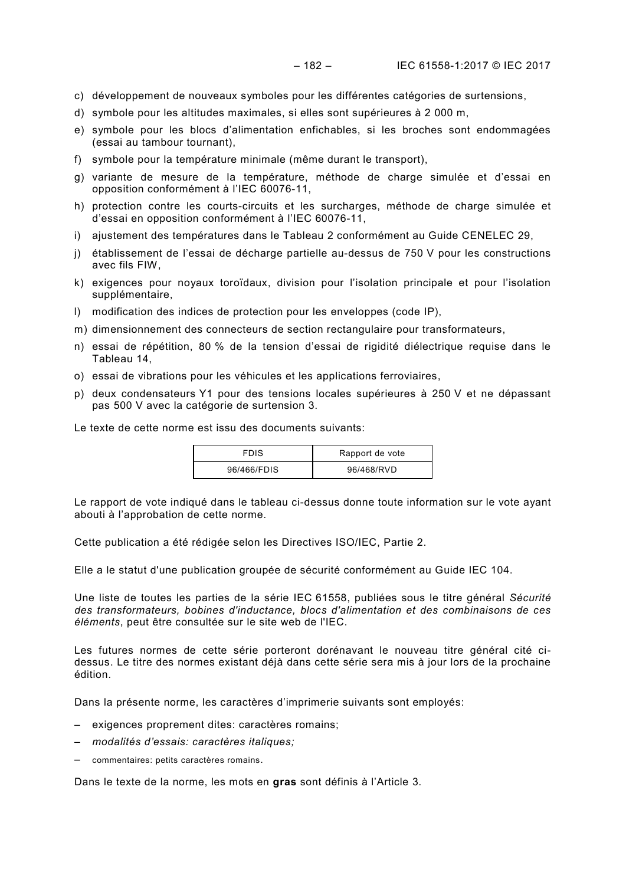c) développement de nouveaux symboles pour les différentes catégories de surtensions,
d) symbole pour les altitudes maximales, si elles sont supérieures à 2 000 m,
e) symbole pour les blocs d'alimentation enfichables, si les broches sont endommagées (essai au tambour tournant),
f) symbole pour la température minimale (même durant le transport),
g) variante de mesure de la température, méthode de charge simulée et d'essai en opposition conformément à l'IEC 60076-11,
h) protection contre les courts-circuits et les surcharges, méthode de charge simulée et d'essai en opposition conformément à l'IEC 60076-11,
i) ajustement des températures dans le Tableau 2 conformément au Guide CENELEC 29,
j) établissement de l'essai de décharge partielle au-dessus de 750 V pour les constructions avec fils FIW,
k) exigences pour noyaux toroïdaux, division pour l'isolation principale et pour l'isolation supplémentaire,
l) modification des indices de protection pour les enveloppes (code IP),
m) dimensionnement des connecteurs de section rectangulaire pour transformateurs,
n) essai de répétition, 80 % de la tension d'essai de rigidité diélectrique requise dans le Tableau 14,
o) essai de vibrations pour les véhicules et les applications ferroviaires,
p) deux condensateurs Y1 pour des tensions locales supérieures à 250 V et ne dépassant pas 500 V avec la catégorie de surtension 3.

Le texte de cette norme est issu des documents suivants:

| FDIS | Rapport de vote |
|---|---|
| 96/466/FDIS | 96/468/RVD |

Le rapport de vote indiqué dans le tableau ci-dessus donne toute information sur le vote ayant abouti à l'approbation de cette norme.

Cette publication a été rédigée selon les Directives ISO/IEC, Partie 2.

Elle a le statut d'une publication groupée de sécurité conformément au Guide IEC 104.

Une liste de toutes les parties de la série IEC 61558, publiées sous le titre général *Sécurité des transformateurs, bobines d'inductance, blocs d'alimentation et des combinaisons de ces éléments*, peut être consultée sur le site web de l'IEC.

Les futures normes de cette série porteront dorénavant le nouveau titre général cité ci-dessus. Le titre des normes existant déjà dans cette série sera mis à jour lors de la prochaine édition.

Dans la présente norme, les caractères d'imprimerie suivants sont employés:

– exigences proprement dites: caractères romains;
– *modalités d'essais: caractères italiques;*
– commentaires: petits caractères romains.

Dans le texte de la norme, les mots en **gras** sont définis à l'Article 3.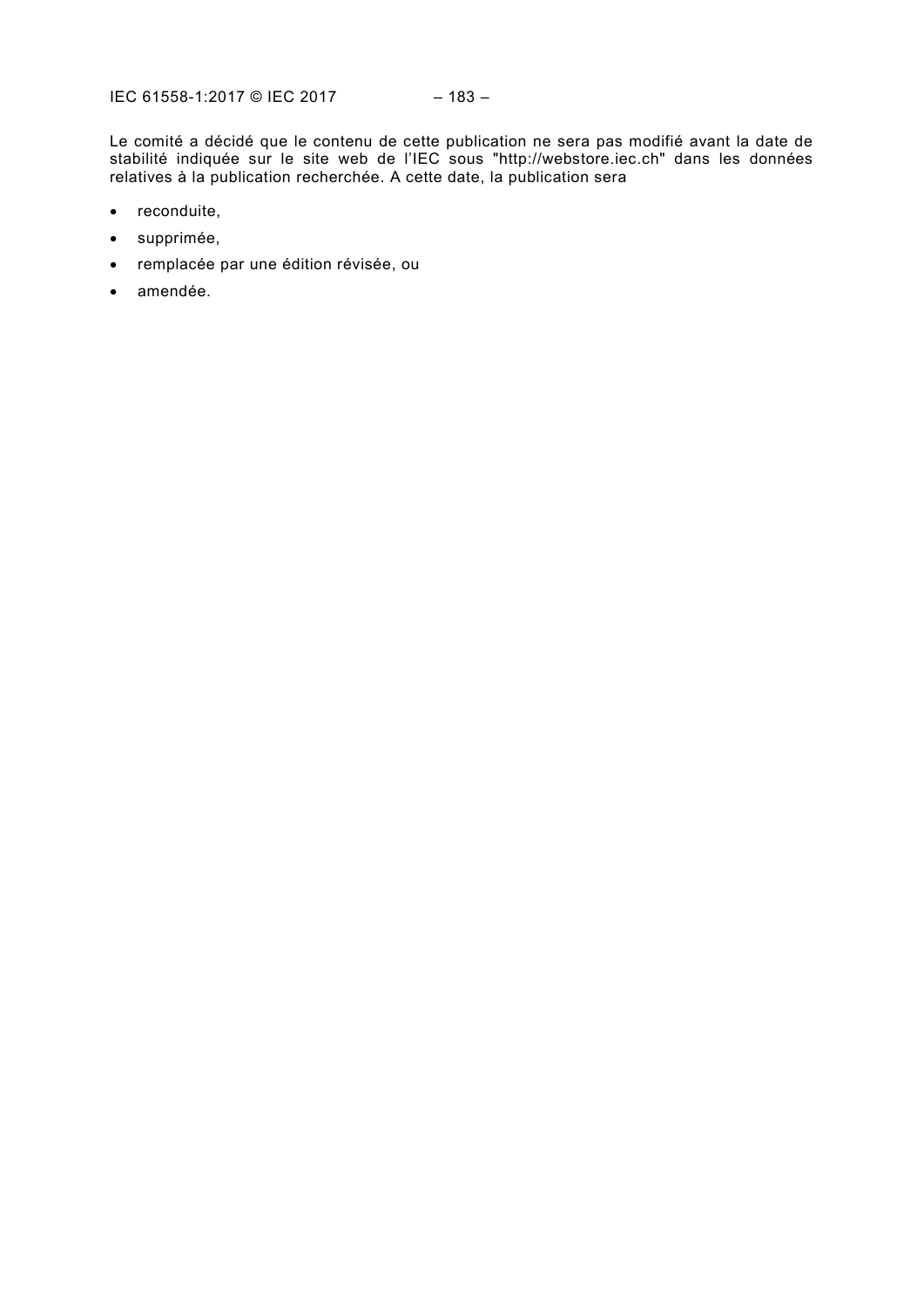Le comité a décidé que le contenu de cette publication ne sera pas modifié avant la date de stabilité indiquée sur le site web de l'IEC sous "http://webstore.iec.ch" dans les données relatives à la publication recherchée. A cette date, la publication sera

- reconduite,
- supprimée,
- remplacée par une édition révisée, ou
- amendée.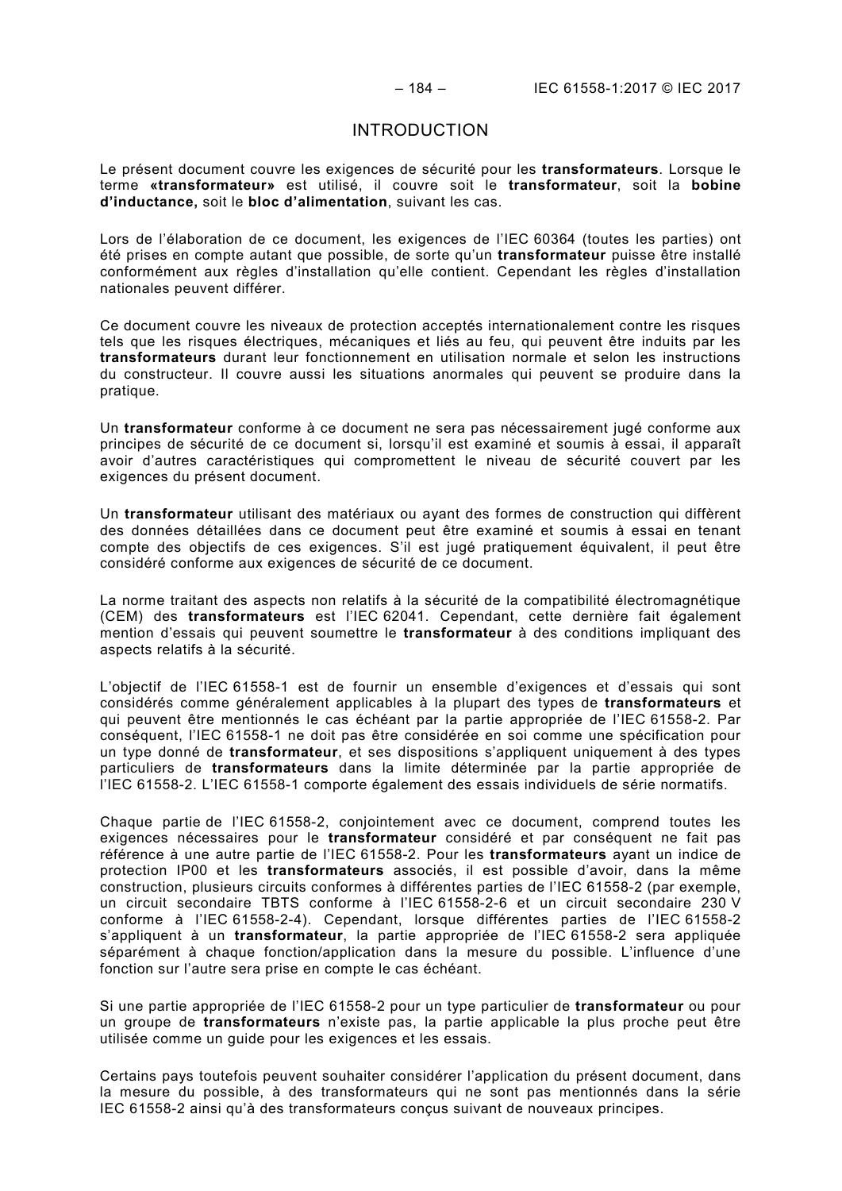# INTRODUCTION

Le présent document couvre les exigences de sécurité pour les **transformateurs**. Lorsque le terme **«transformateur»** est utilisé, il couvre soit le **transformateur**, soit la **bobine d'inductance,** soit le **bloc d'alimentation**, suivant les cas.

Lors de l'élaboration de ce document, les exigences de l'IEC 60364 (toutes les parties) ont été prises en compte autant que possible, de sorte qu'un **transformateur** puisse être installé conformément aux règles d'installation qu'elle contient. Cependant les règles d'installation nationales peuvent différer.

Ce document couvre les niveaux de protection acceptés internationalement contre les risques tels que les risques électriques, mécaniques et liés au feu, qui peuvent être induits par les **transformateurs** durant leur fonctionnement en utilisation normale et selon les instructions du constructeur. Il couvre aussi les situations anormales qui peuvent se produire dans la pratique.

Un **transformateur** conforme à ce document ne sera pas nécessairement jugé conforme aux principes de sécurité de ce document si, lorsqu'il est examiné et soumis à essai, il apparaît avoir d'autres caractéristiques qui compromettent le niveau de sécurité couvert par les exigences du présent document.

Un **transformateur** utilisant des matériaux ou ayant des formes de construction qui diffèrent des données détaillées dans ce document peut être examiné et soumis à essai en tenant compte des objectifs de ces exigences. S'il est jugé pratiquement équivalent, il peut être considéré conforme aux exigences de sécurité de ce document.

La norme traitant des aspects non relatifs à la sécurité de la compatibilité électromagnétique (CEM) des **transformateurs** est l'IEC 62041. Cependant, cette dernière fait également mention d'essais qui peuvent soumettre le **transformateur** à des conditions impliquant des aspects relatifs à la sécurité.

L'objectif de l'IEC 61558-1 est de fournir un ensemble d'exigences et d'essais qui sont considérés comme généralement applicables à la plupart des types de **transformateurs** et qui peuvent être mentionnés le cas échéant par la partie appropriée de l'IEC 61558-2. Par conséquent, l'IEC 61558-1 ne doit pas être considérée en soi comme une spécification pour un type donné de **transformateur**, et ses dispositions s'appliquent uniquement à des types particuliers de **transformateurs** dans la limite déterminée par la partie appropriée de l'IEC 61558-2. L'IEC 61558-1 comporte également des essais individuels de série normatifs.

Chaque partie de l'IEC 61558-2, conjointement avec ce document, comprend toutes les exigences nécessaires pour le **transformateur** considéré et par conséquent ne fait pas référence à une autre partie de l'IEC 61558-2. Pour les **transformateurs** ayant un indice de protection IP00 et les **transformateurs** associés, il est possible d'avoir, dans la même construction, plusieurs circuits conformes à différentes parties de l'IEC 61558-2 (par exemple, un circuit secondaire TBTS conforme à l'IEC 61558-2-6 et un circuit secondaire 230 V conforme à l'IEC 61558-2-4). Cependant, lorsque différentes parties de l'IEC 61558-2 s'appliquent à un **transformateur**, la partie appropriée de l'IEC 61558-2 sera appliquée séparément à chaque fonction/application dans la mesure du possible. L'influence d'une fonction sur l'autre sera prise en compte le cas échéant.

Si une partie appropriée de l'IEC 61558-2 pour un type particulier de **transformateur** ou pour un groupe de **transformateurs** n'existe pas, la partie applicable la plus proche peut être utilisée comme un guide pour les exigences et les essais.

Certains pays toutefois peuvent souhaiter considérer l'application du présent document, dans la mesure du possible, à des transformateurs qui ne sont pas mentionnés dans la série IEC 61558-2 ainsi qu'à des transformateurs conçus suivant de nouveaux principes.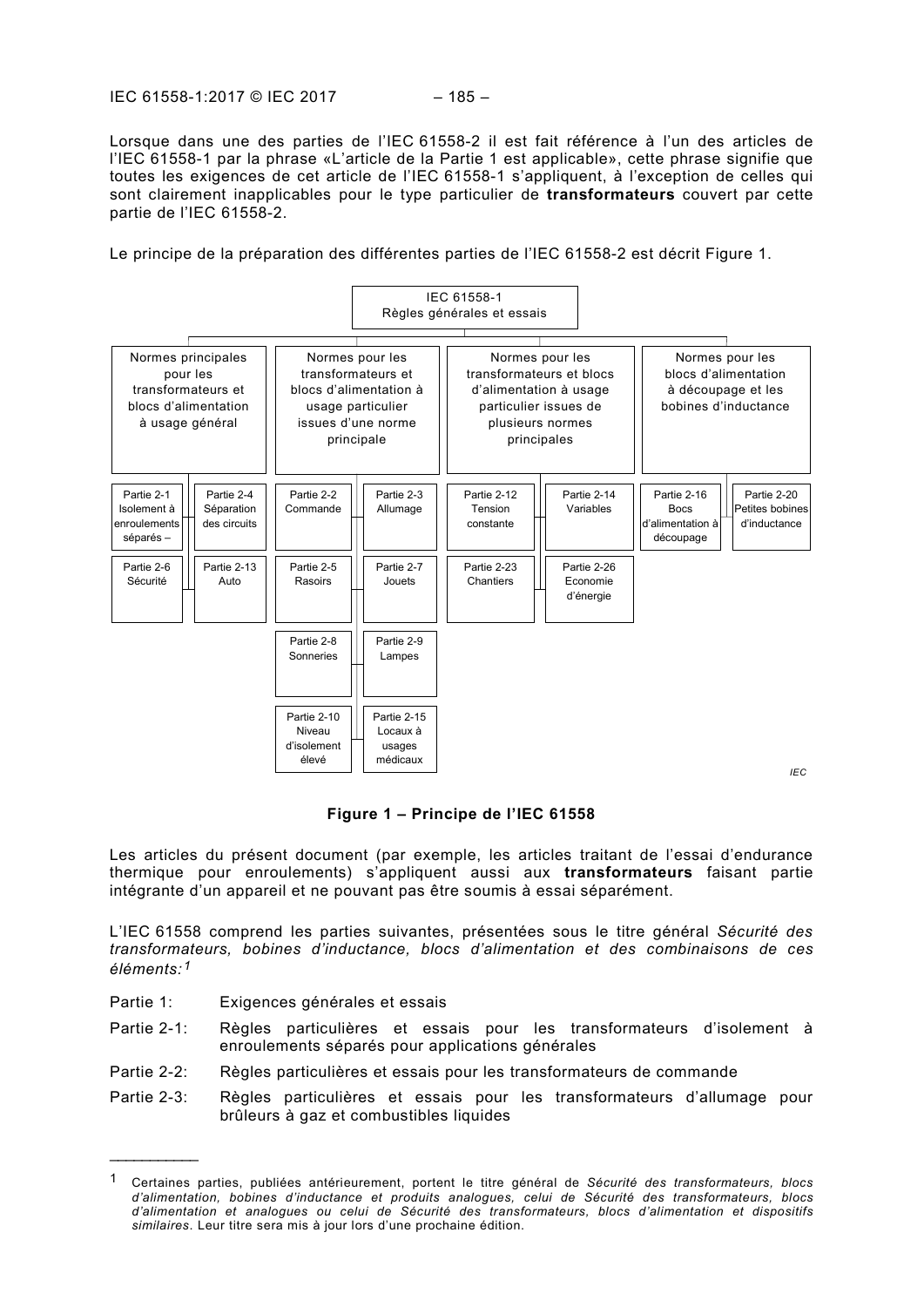Lorsque dans une des parties de l'IEC 61558-2 il est fait référence à l'un des articles de l'IEC 61558-1 par la phrase «L'article de la Partie 1 est applicable», cette phrase signifie que toutes les exigences de cet article de l'IEC 61558-1 s'appliquent, à l'exception de celles qui sont clairement inapplicables pour le type particulier de **transformateurs** couvert par cette partie de l'IEC 61558-2.

Le principe de la préparation des différentes parties de l'IEC 61558-2 est décrit Figure 1.

IEC 61558-1
Règles générales et essais

| Normes principales pour les transformateurs et blocs d'alimentation à usage général | Normes pour les transformateurs et blocs d'alimentation à usage particulier issues d'une norme principale | Normes pour les transformateurs et blocs d'alimentation à usage particulier issues de plusieurs normes principales | Normes pour les blocs d'alimentation à découpage et les bobines d'inductance |
|---|---|---|---|
| Partie 2-1 Isolement à enroulements séparés – | Partie 2-2 Commande | Partie 2-12 Tension constante | Partie 2-16 Bocs d'alimentation à découpage |
| Partie 2-4 Séparation des circuits | Partie 2-3 Allumage | Partie 2-14 Variables | Partie 2-20 Petites bobines d'inductance |
| Partie 2-6 Sécurité | Partie 2-5 Rasoirs | Partie 2-23 Chantiers | |
| Partie 2-13 Auto | Partie 2-7 Jouets | Partie 2-26 Economie d'énergie | |
| | Partie 2-8 Sonneries | | |
| | Partie 2-9 Lampes | | |
| | Partie 2-10 Niveau d'isolement élevé | | |
| | Partie 2-15 Locaux à usages médicaux | | |

IEC

**Figure 1 – Principe de l'IEC 61558**

Les articles du présent document (par exemple, les articles traitant de l'essai d'endurance thermique pour enroulements) s'appliquent aussi aux **transformateurs** faisant partie intégrante d'un appareil et ne pouvant pas être soumis à essai séparément.

L'IEC 61558 comprend les parties suivantes, présentées sous le titre général *Sécurité des transformateurs, bobines d'inductance, blocs d'alimentation et des combinaisons de ces éléments:*[1]

Partie 1: Exigences générales et essais

Partie 2-1: Règles particulières et essais pour les transformateurs d'isolement à enroulements séparés pour applications générales

Partie 2-2: Règles particulières et essais pour les transformateurs de commande

Partie 2-3: Règles particulières et essais pour les transformateurs d'allumage pour brûleurs à gaz et combustibles liquides

---

[1] Certaines parties, publiées antérieurement, portent le titre général de *Sécurité des transformateurs, blocs d'alimentation, bobines d'inductance et produits analogues*, celui de *Sécurité des transformateurs, blocs d'alimentation et analogues* ou celui de *Sécurité des transformateurs, blocs d'alimentation et dispositifs similaires*. Leur titre sera mis à jour lors d'une prochaine édition.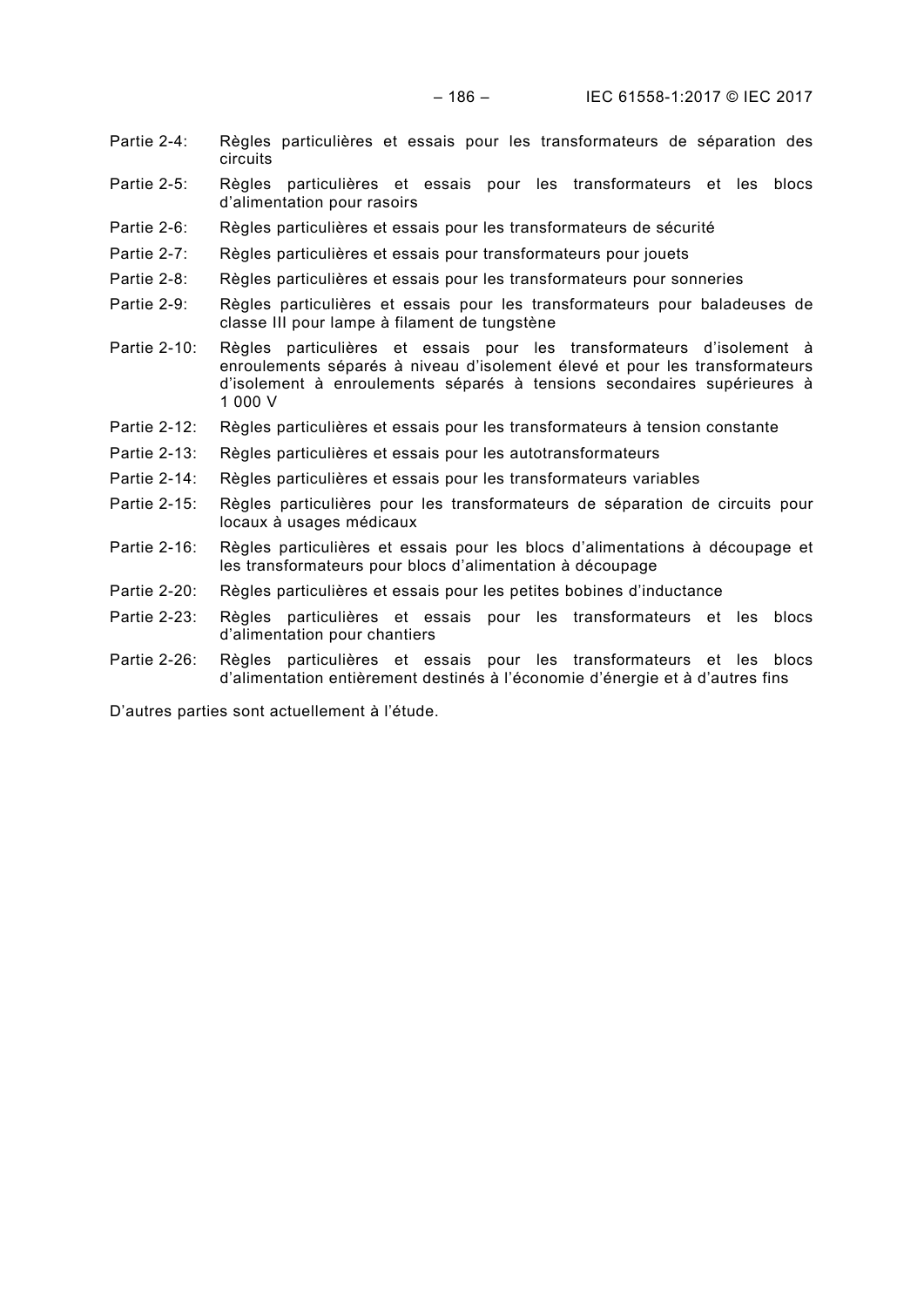Partie 2-4: Règles particulières et essais pour les transformateurs de séparation des circuits

Partie 2-5: Règles particulières et essais pour les transformateurs et les blocs d'alimentation pour rasoirs

Partie 2-6: Règles particulières et essais pour les transformateurs de sécurité

Partie 2-7: Règles particulières et essais pour transformateurs pour jouets

Partie 2-8: Règles particulières et essais pour les transformateurs pour sonneries

Partie 2-9: Règles particulières et essais pour les transformateurs pour baladeuses de classe III pour lampe à filament de tungstène

Partie 2-10: Règles particulières et essais pour les transformateurs d'isolement à enroulements séparés à niveau d'isolement élevé et pour les transformateurs d'isolement à enroulements séparés à tensions secondaires supérieures à 1 000 V

Partie 2-12: Règles particulières et essais pour les transformateurs à tension constante

Partie 2-13: Règles particulières et essais pour les autotransformateurs

Partie 2-14: Règles particulières et essais pour les transformateurs variables

Partie 2-15: Règles particulières pour les transformateurs de séparation de circuits pour locaux à usages médicaux

Partie 2-16: Règles particulières et essais pour les blocs d'alimentations à découpage et les transformateurs pour blocs d'alimentation à découpage

Partie 2-20: Règles particulières et essais pour les petites bobines d'inductance

Partie 2-23: Règles particulières et essais pour les transformateurs et les blocs d'alimentation pour chantiers

Partie 2-26: Règles particulières et essais pour les transformateurs et les blocs d'alimentation entièrement destinés à l'économie d'énergie et à d'autres fins

D'autres parties sont actuellement à l'étude.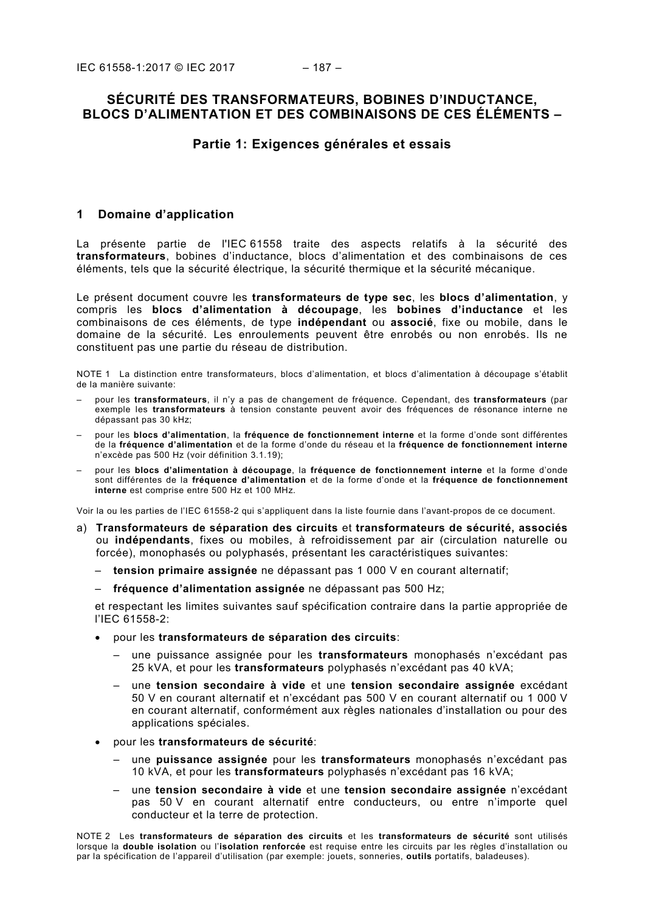# SÉCURITÉ DES TRANSFORMATEURS, BOBINES D'INDUCTANCE, BLOCS D'ALIMENTATION ET DES COMBINAISONS DE CES ÉLÉMENTS –

## Partie 1: Exigences générales et essais

## 1 Domaine d'application

La présente partie de l'IEC 61558 traite des aspects relatifs à la sécurité des **transformateurs**, bobines d'inductance, blocs d'alimentation et des combinaisons de ces éléments, tels que la sécurité électrique, la sécurité thermique et la sécurité mécanique.

Le présent document couvre les **transformateurs de type sec**, les **blocs d'alimentation**, y compris les **blocs d'alimentation à découpage**, les **bobines d'inductance** et les combinaisons de ces éléments, de type **indépendant** ou **associé**, fixe ou mobile, dans le domaine de la sécurité. Les enroulements peuvent être enrobés ou non enrobés. Ils ne constituent pas une partie du réseau de distribution.

NOTE 1 La distinction entre transformateurs, blocs d'alimentation, et blocs d'alimentation à découpage s'établit de la manière suivante:

- pour les **transformateurs**, il n'y a pas de changement de fréquence. Cependant, des **transformateurs** (par exemple les **transformateurs** à tension constante peuvent avoir des fréquences de résonance interne ne dépassant pas 30 kHz;
- pour les **blocs d'alimentation**, la **fréquence de fonctionnement interne** et la forme d'onde sont différentes de la **fréquence d'alimentation** et de la forme d'onde du réseau et la **fréquence de fonctionnement interne** n'excède pas 500 Hz (voir définition 3.1.19);
- pour les **blocs d'alimentation à découpage**, la **fréquence de fonctionnement interne** et la forme d'onde sont différentes de la **fréquence d'alimentation** et de la forme d'onde et la **fréquence de fonctionnement interne** est comprise entre 500 Hz et 100 MHz.

Voir la ou les parties de l'IEC 61558-2 qui s'appliquent dans la liste fournie dans l'avant-propos de ce document.

a) **Transformateurs de séparation des circuits** et **transformateurs de sécurité, associés** ou **indépendants**, fixes ou mobiles, à refroidissement par air (circulation naturelle ou forcée), monophasés ou polyphasés, présentant les caractéristiques suivantes:

   - **tension primaire assignée** ne dépassant pas 1 000 V en courant alternatif;
   - **fréquence d'alimentation assignée** ne dépassant pas 500 Hz;

   et respectant les limites suivantes sauf spécification contraire dans la partie appropriée de l'IEC 61558-2:

   - pour les **transformateurs de séparation des circuits**:
     - une puissance assignée pour les **transformateurs** monophasés n'excédant pas 25 kVA, et pour les **transformateurs** polyphasés n'excédant pas 40 kVA;
     - une **tension secondaire à vide** et une **tension secondaire assignée** excédant 50 V en courant alternatif et n'excédant pas 500 V en courant alternatif ou 1 000 V en courant alternatif, conformément aux règles nationales d'installation ou pour des applications spéciales.
   - pour les **transformateurs de sécurité**:
     - une **puissance assignée** pour les **transformateurs** monophasés n'excédant pas 10 kVA, et pour les **transformateurs** polyphasés n'excédant pas 16 kVA;
     - une **tension secondaire à vide** et une **tension secondaire assignée** n'excédant pas 50 V en courant alternatif entre conducteurs, ou entre n'importe quel conducteur et la terre de protection.

NOTE 2 Les **transformateurs de séparation des circuits** et les **transformateurs de sécurité** sont utilisés lorsque la **double isolation** ou l'**isolation renforcée** est requise entre les circuits par les règles d'installation ou par la spécification de l'appareil d'utilisation (par exemple: jouets, sonneries, **outils** portatifs, baladeuses).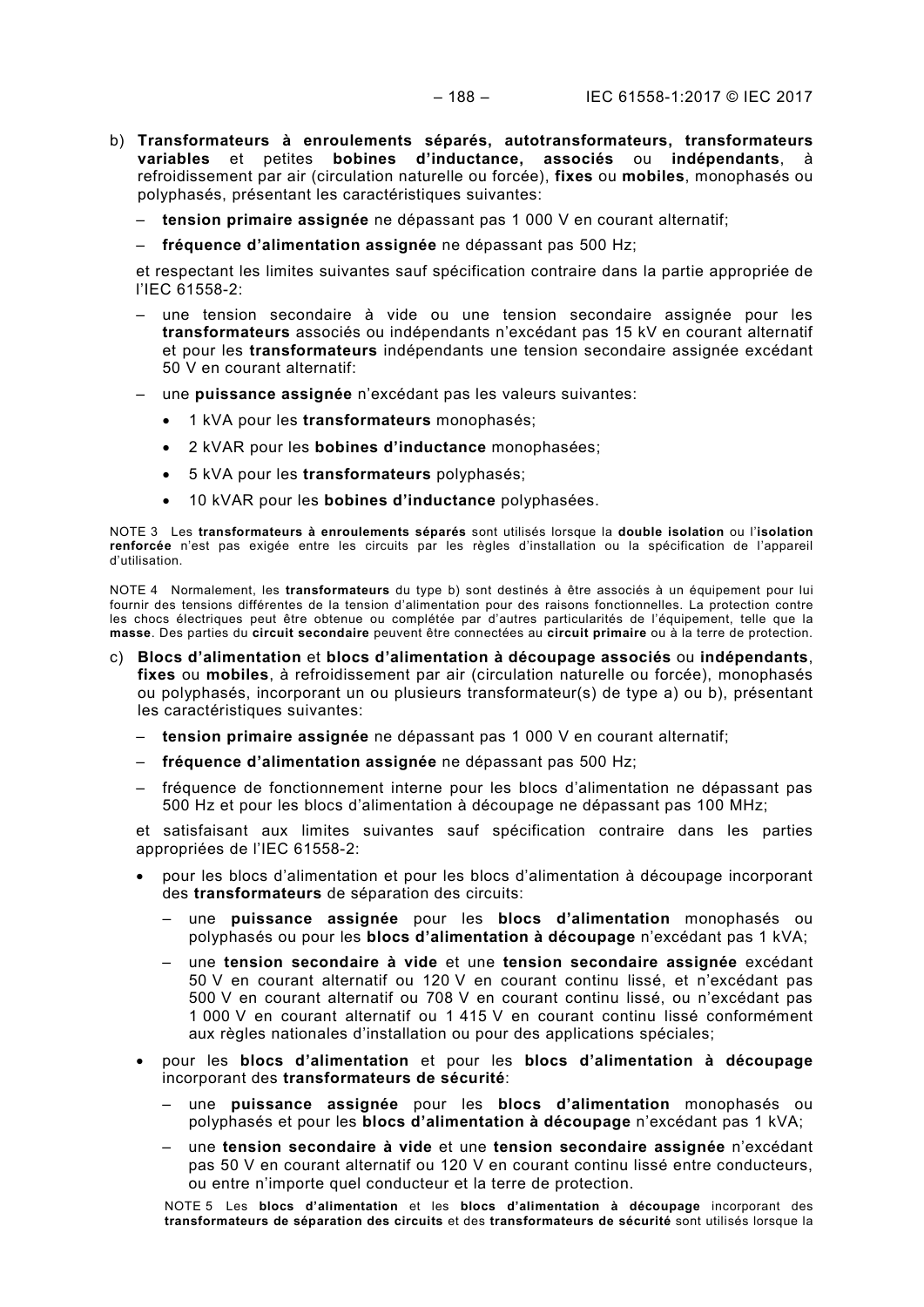b) **Transformateurs à enroulements séparés, autotransformateurs, transformateurs variables** et petites **bobines d'inductance, associés** ou **indépendants**, à refroidissement par air (circulation naturelle ou forcée), **fixes** ou **mobiles**, monophasés ou polyphasés, présentant les caractéristiques suivantes:

   – **tension primaire assignée** ne dépassant pas 1 000 V en courant alternatif;

   – **fréquence d'alimentation assignée** ne dépassant pas 500 Hz;

   et respectant les limites suivantes sauf spécification contraire dans la partie appropriée de l'IEC 61558-2:

   – une tension secondaire à vide ou une tension secondaire assignée pour les **transformateurs** associés ou indépendants n'excédant pas 15 kV en courant alternatif et pour les **transformateurs** indépendants une tension secondaire assignée excédant 50 V en courant alternatif:

   – une **puissance assignée** n'excédant pas les valeurs suivantes:

     - 1 kVA pour les **transformateurs** monophasés;
     - 2 kVAR pour les **bobines d'inductance** monophasées;
     - 5 kVA pour les **transformateurs** polyphasés;
     - 10 kVAR pour les **bobines d'inductance** polyphasées.

NOTE 3 Les **transformateurs à enroulements séparés** sont utilisés lorsque la **double isolation** ou l'**isolation renforcée** n'est pas exigée entre les circuits par les règles d'installation ou la spécification de l'appareil d'utilisation.

NOTE 4 Normalement, les **transformateurs** du type b) sont destinés à être associés à un équipement pour lui fournir des tensions différentes de la tension d'alimentation pour des raisons fonctionnelles. La protection contre les chocs électriques peut être obtenue ou complétée par d'autres particularités de l'équipement, telle que la **masse**. Des parties du **circuit secondaire** peuvent être connectées au **circuit primaire** ou à la terre de protection.

c) **Blocs d'alimentation** et **blocs d'alimentation à découpage associés** ou **indépendants**, **fixes** ou **mobiles**, à refroidissement par air (circulation naturelle ou forcée), monophasés ou polyphasés, incorporant un ou plusieurs transformateur(s) de type a) ou b), présentant les caractéristiques suivantes:

   – **tension primaire assignée** ne dépassant pas 1 000 V en courant alternatif;

   – **fréquence d'alimentation assignée** ne dépassant pas 500 Hz;

   – fréquence de fonctionnement interne pour les blocs d'alimentation ne dépassant pas 500 Hz et pour les blocs d'alimentation à découpage ne dépassant pas 100 MHz;

   et satisfaisant aux limites suivantes sauf spécification contraire dans les parties appropriées de l'IEC 61558-2:

   - pour les blocs d'alimentation et pour les blocs d'alimentation à découpage incorporant des **transformateurs** de séparation des circuits:

     – une **puissance assignée** pour les **blocs d'alimentation** monophasés ou polyphasés ou pour les **blocs d'alimentation à découpage** n'excédant pas 1 kVA;

     – une **tension secondaire à vide** et une **tension secondaire assignée** excédant 50 V en courant alternatif ou 120 V en courant continu lissé, et n'excédant pas 500 V en courant alternatif ou 708 V en courant continu lissé, ou n'excédant pas 1 000 V en courant alternatif ou 1 415 V en courant continu lissé conformément aux règles nationales d'installation ou pour des applications spéciales;

   - pour les **blocs d'alimentation** et pour les **blocs d'alimentation à découpage** incorporant des **transformateurs de sécurité**:

     – une **puissance assignée** pour les **blocs d'alimentation** monophasés ou polyphasés et pour les **blocs d'alimentation à découpage** n'excédant pas 1 kVA;

     – une **tension secondaire à vide** et une **tension secondaire assignée** n'excédant pas 50 V en courant alternatif ou 120 V en courant continu lissé entre conducteurs, ou entre n'importe quel conducteur et la terre de protection.

   NOTE 5 Les **blocs d'alimentation** et les **blocs d'alimentation à découpage** incorporant des **transformateurs de séparation des circuits** et des **transformateurs de sécurité** sont utilisés lorsque la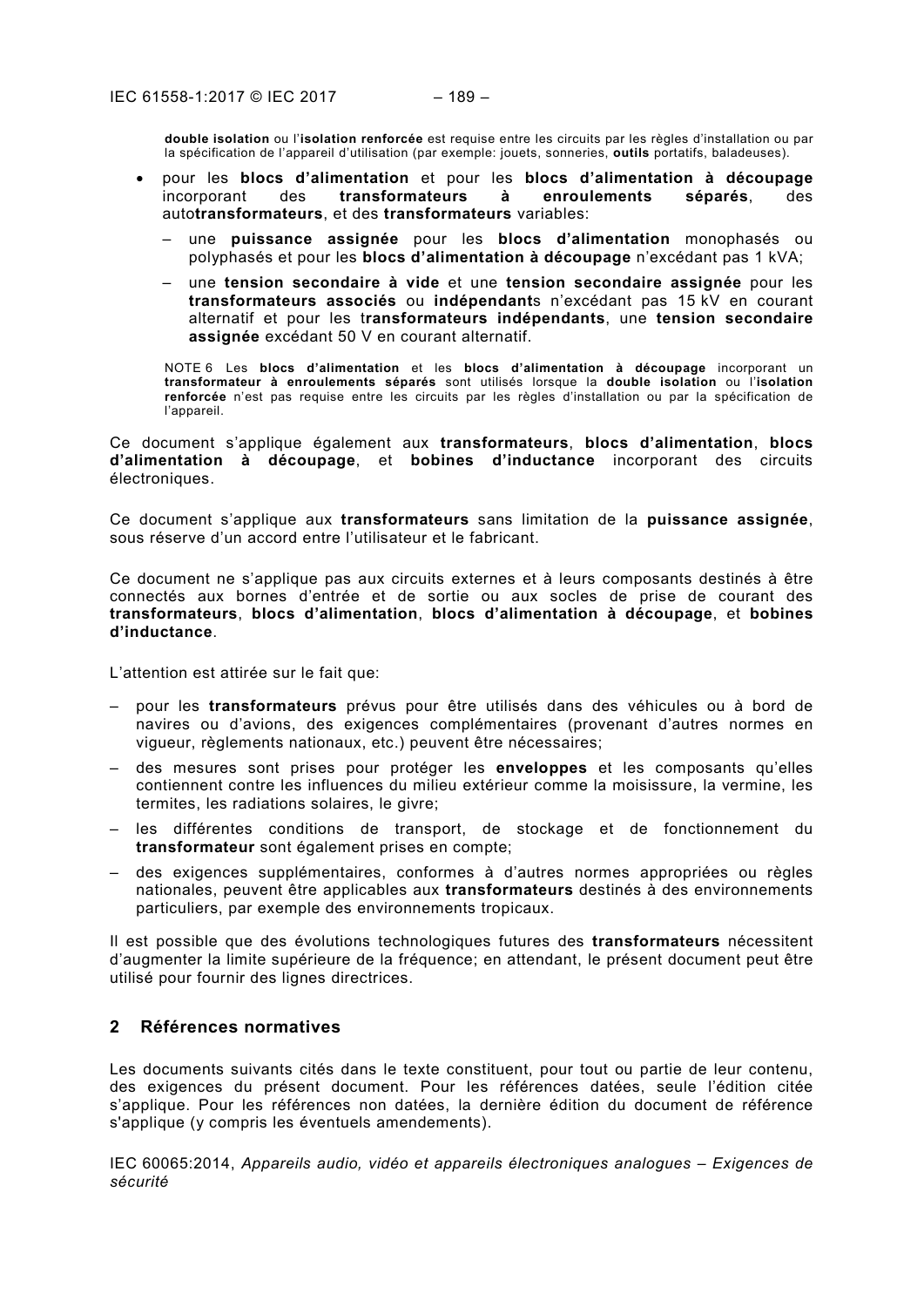**double isolation** ou l'**isolation renforcée** est requise entre les circuits par les règles d'installation ou par la spécification de l'appareil d'utilisation (par exemple: jouets, sonneries, **outils** portatifs, baladeuses).

- pour les **blocs d'alimentation** et pour les **blocs d'alimentation à découpage** incorporant des **transformateurs à enroulements séparés**, des auto**transformateurs**, et des **transformateurs** variables:
  - une **puissance assignée** pour les **blocs d'alimentation** monophasés ou polyphasés et pour les **blocs d'alimentation à découpage** n'excédant pas 1 kVA;
  - une **tension secondaire à vide** et une **tension secondaire assignée** pour les **transformateurs associés** ou **indépendant**s n'excédant pas 15 kV en courant alternatif et pour les t**ransformateurs indépendants**, une **tension secondaire assignée** excédant 50 V en courant alternatif.

  NOTE 6 Les **blocs d'alimentation** et les **blocs d'alimentation à découpage** incorporant un **transformateur à enroulements séparés** sont utilisés lorsque la **double isolation** ou l'**isolation renforcée** n'est pas requise entre les circuits par les règles d'installation ou par la spécification de l'appareil.

Ce document s'applique également aux **transformateurs**, **blocs d'alimentation**, **blocs d'alimentation à découpage**, et **bobines d'inductance** incorporant des circuits électroniques.

Ce document s'applique aux **transformateurs** sans limitation de la **puissance assignée**, sous réserve d'un accord entre l'utilisateur et le fabricant.

Ce document ne s'applique pas aux circuits externes et à leurs composants destinés à être connectés aux bornes d'entrée et de sortie ou aux socles de prise de courant des **transformateurs**, **blocs d'alimentation**, **blocs d'alimentation à découpage**, et **bobines d'inductance**.

L'attention est attirée sur le fait que:

- pour les **transformateurs** prévus pour être utilisés dans des véhicules ou à bord de navires ou d'avions, des exigences complémentaires (provenant d'autres normes en vigueur, règlements nationaux, etc.) peuvent être nécessaires;
- des mesures sont prises pour protéger les **enveloppes** et les composants qu'elles contiennent contre les influences du milieu extérieur comme la moisissure, la vermine, les termites, les radiations solaires, le givre;
- les différentes conditions de transport, de stockage et de fonctionnement du **transformateur** sont également prises en compte;
- des exigences supplémentaires, conformes à d'autres normes appropriées ou règles nationales, peuvent être applicables aux **transformateurs** destinés à des environnements particuliers, par exemple des environnements tropicaux.

Il est possible que des évolutions technologiques futures des **transformateurs** nécessitent d'augmenter la limite supérieure de la fréquence; en attendant, le présent document peut être utilisé pour fournir des lignes directrices.

## 2 Références normatives

Les documents suivants cités dans le texte constituent, pour tout ou partie de leur contenu, des exigences du présent document. Pour les références datées, seule l'édition citée s'applique. Pour les références non datées, la dernière édition du document de référence s'applique (y compris les éventuels amendements).

IEC 60065:2014, *Appareils audio, vidéo et appareils électroniques analogues – Exigences de sécurité*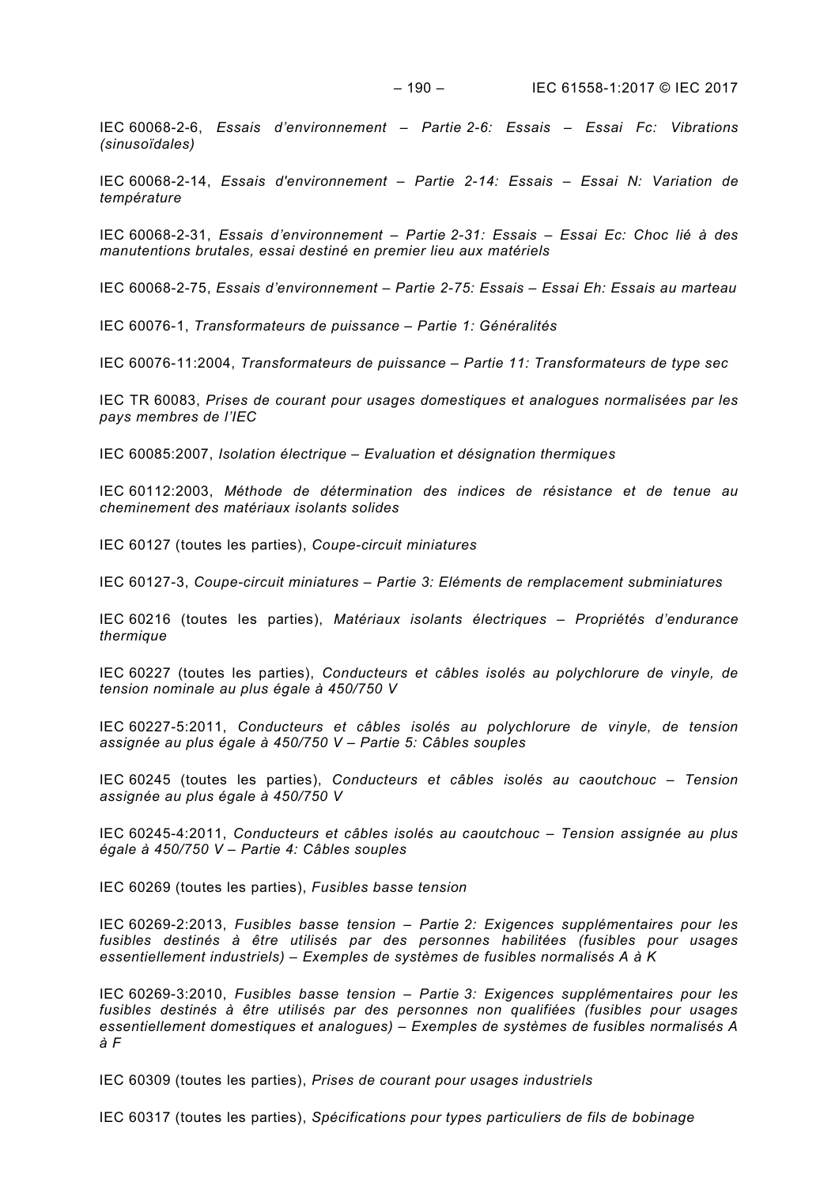IEC 60068-2-6, *Essais d'environnement – Partie 2-6: Essais – Essai Fc: Vibrations (sinusoïdales)*

IEC 60068-2-14, *Essais d'environnement – Partie 2-14: Essais – Essai N: Variation de température*

IEC 60068-2-31, *Essais d'environnement – Partie 2-31: Essais – Essai Ec: Choc lié à des manutentions brutales, essai destiné en premier lieu aux matériels*

IEC 60068-2-75, *Essais d'environnement – Partie 2-75: Essais – Essai Eh: Essais au marteau*

IEC 60076-1, *Transformateurs de puissance – Partie 1: Généralités*

IEC 60076-11:2004, *Transformateurs de puissance – Partie 11: Transformateurs de type sec*

IEC TR 60083, *Prises de courant pour usages domestiques et analogues normalisées par les pays membres de l'IEC*

IEC 60085:2007, *Isolation électrique – Evaluation et désignation thermiques*

IEC 60112:2003, *Méthode de détermination des indices de résistance et de tenue au cheminement des matériaux isolants solides*

IEC 60127 (toutes les parties), *Coupe-circuit miniatures*

IEC 60127-3, *Coupe-circuit miniatures – Partie 3: Eléments de remplacement subminiatures*

IEC 60216 (toutes les parties), *Matériaux isolants électriques – Propriétés d'endurance thermique*

IEC 60227 (toutes les parties), *Conducteurs et câbles isolés au polychlorure de vinyle, de tension nominale au plus égale à 450/750 V*

IEC 60227-5:2011, *Conducteurs et câbles isolés au polychlorure de vinyle, de tension assignée au plus égale à 450/750 V – Partie 5: Câbles souples*

IEC 60245 (toutes les parties), *Conducteurs et câbles isolés au caoutchouc – Tension assignée au plus égale à 450/750 V*

IEC 60245-4:2011, *Conducteurs et câbles isolés au caoutchouc – Tension assignée au plus égale à 450/750 V – Partie 4: Câbles souples*

IEC 60269 (toutes les parties), *Fusibles basse tension*

IEC 60269-2:2013, *Fusibles basse tension – Partie 2: Exigences supplémentaires pour les fusibles destinés à être utilisés par des personnes habilitées (fusibles pour usages essentiellement industriels) – Exemples de systèmes de fusibles normalisés A à K*

IEC 60269-3:2010, *Fusibles basse tension – Partie 3: Exigences supplémentaires pour les fusibles destinés à être utilisés par des personnes non qualifiées (fusibles pour usages essentiellement domestiques et analogues) – Exemples de systèmes de fusibles normalisés A à F*

IEC 60309 (toutes les parties), *Prises de courant pour usages industriels*

IEC 60317 (toutes les parties), *Spécifications pour types particuliers de fils de bobinage*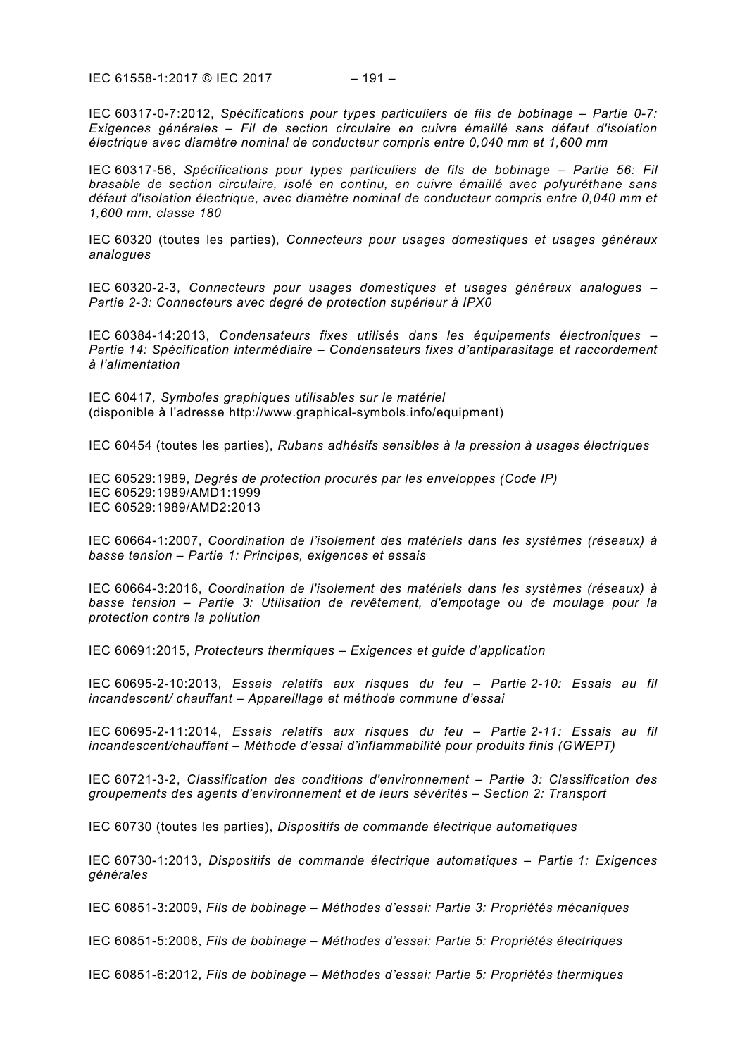IEC 60317-0-7:2012, *Spécifications pour types particuliers de fils de bobinage – Partie 0-7: Exigences générales – Fil de section circulaire en cuivre émaillé sans défaut d'isolation électrique avec diamètre nominal de conducteur compris entre 0,040 mm et 1,600 mm*

IEC 60317-56, *Spécifications pour types particuliers de fils de bobinage – Partie 56: Fil brasable de section circulaire, isolé en continu, en cuivre émaillé avec polyuréthane sans défaut d'isolation électrique, avec diamètre nominal de conducteur compris entre 0,040 mm et 1,600 mm, classe 180*

IEC 60320 (toutes les parties), *Connecteurs pour usages domestiques et usages généraux analogues*

IEC 60320-2-3, *Connecteurs pour usages domestiques et usages généraux analogues – Partie 2-3: Connecteurs avec degré de protection supérieur à IPX0*

IEC 60384-14:2013, *Condensateurs fixes utilisés dans les équipements électroniques – Partie 14: Spécification intermédiaire – Condensateurs fixes d'antiparasitage et raccordement à l'alimentation*

IEC 60417*, Symboles graphiques utilisables sur le matériel*
(disponible à l'adresse http://www.graphical-symbols.info/equipment)

IEC 60454 (toutes les parties), *Rubans adhésifs sensibles à la pression à usages électriques*

IEC 60529:1989, *Degrés de protection procurés par les enveloppes (Code IP)*
IEC 60529:1989/AMD1:1999
IEC 60529:1989/AMD2:2013

IEC 60664-1:2007, *Coordination de l'isolement des matériels dans les systèmes (réseaux) à basse tension – Partie 1: Principes, exigences et essais*

IEC 60664-3:2016, *Coordination de l'isolement des matériels dans les systèmes (réseaux) à basse tension – Partie 3: Utilisation de revêtement, d'empotage ou de moulage pour la protection contre la pollution*

IEC 60691:2015, *Protecteurs thermiques – Exigences et guide d'application*

IEC 60695-2-10:2013, *Essais relatifs aux risques du feu – Partie 2-10: Essais au fil incandescent/ chauffant – Appareillage et méthode commune d'essai*

IEC 60695-2-11:2014, *Essais relatifs aux risques du feu – Partie 2-11: Essais au fil incandescent/chauffant – Méthode d'essai d'inflammabilité pour produits finis (GWEPT)*

IEC 60721-3-2, *Classification des conditions d'environnement – Partie 3: Classification des groupements des agents d'environnement et de leurs sévérités – Section 2: Transport*

IEC 60730 (toutes les parties), *Dispositifs de commande électrique automatiques*

IEC 60730-1:2013, *Dispositifs de commande électrique automatiques – Partie 1: Exigences générales*

IEC 60851-3:2009, *Fils de bobinage – Méthodes d'essai: Partie 3: Propriétés mécaniques*

IEC 60851-5:2008, *Fils de bobinage – Méthodes d'essai: Partie 5: Propriétés électriques*

IEC 60851-6:2012, *Fils de bobinage – Méthodes d'essai: Partie 5: Propriétés thermiques*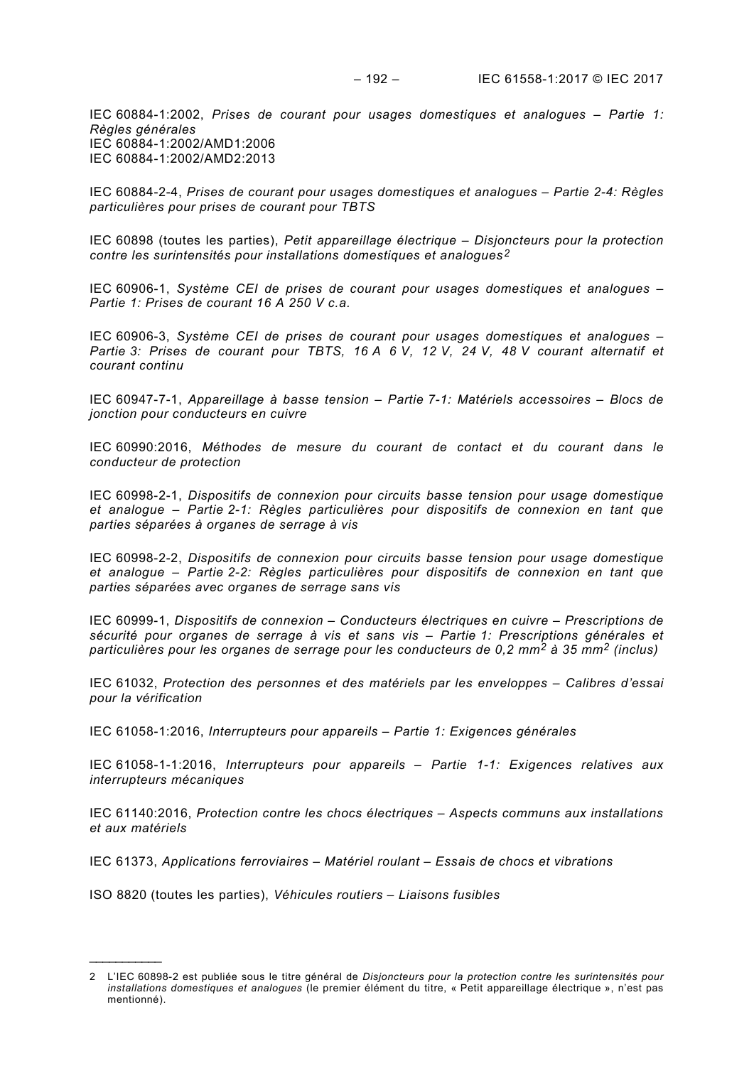IEC 60884-1:2002, *Prises de courant pour usages domestiques et analogues – Partie 1: Règles générales*
IEC 60884-1:2002/AMD1:2006
IEC 60884-1:2002/AMD2:2013

IEC 60884-2-4, *Prises de courant pour usages domestiques et analogues – Partie 2-4: Règles particulières pour prises de courant pour TBTS*

IEC 60898 (toutes les parties), *Petit appareillage électrique – Disjoncteurs pour la protection contre les surintensités pour installations domestiques et analogues*[2]

IEC 60906-1, *Système CEI de prises de courant pour usages domestiques et analogues – Partie 1: Prises de courant 16 A 250 V c.a.*

IEC 60906-3, *Système CEI de prises de courant pour usages domestiques et analogues – Partie 3: Prises de courant pour TBTS, 16 A 6 V, 12 V, 24 V, 48 V courant alternatif et courant continu*

IEC 60947-7-1, *Appareillage à basse tension – Partie 7-1: Matériels accessoires – Blocs de jonction pour conducteurs en cuivre*

IEC 60990:2016, *Méthodes de mesure du courant de contact et du courant dans le conducteur de protection*

IEC 60998-2-1, *Dispositifs de connexion pour circuits basse tension pour usage domestique et analogue – Partie 2-1: Règles particulières pour dispositifs de connexion en tant que parties séparées à organes de serrage à vis*

IEC 60998-2-2, *Dispositifs de connexion pour circuits basse tension pour usage domestique et analogue – Partie 2-2: Règles particulières pour dispositifs de connexion en tant que parties séparées avec organes de serrage sans vis*

IEC 60999-1, *Dispositifs de connexion – Conducteurs électriques en cuivre – Prescriptions de sécurité pour organes de serrage à vis et sans vis – Partie 1: Prescriptions générales et particulières pour les organes de serrage pour les conducteurs de 0,2 mm$^2$ à 35 mm$^2$ (inclus)*

IEC 61032, *Protection des personnes et des matériels par les enveloppes – Calibres d'essai pour la vérification*

IEC 61058-1:2016, *Interrupteurs pour appareils – Partie 1: Exigences générales*

IEC 61058-1-1:2016, *Interrupteurs pour appareils – Partie 1-1: Exigences relatives aux interrupteurs mécaniques*

IEC 61140:2016, *Protection contre les chocs électriques – Aspects communs aux installations et aux matériels*

IEC 61373, *Applications ferroviaires – Matériel roulant – Essais de chocs et vibrations*

ISO 8820 (toutes les parties), *Véhicules routiers – Liaisons fusibles*

---

2 L'IEC 60898-2 est publiée sous le titre général de *Disjoncteurs pour la protection contre les surintensités pour installations domestiques et analogues* (le premier élément du titre, « Petit appareillage électrique », n'est pas mentionné).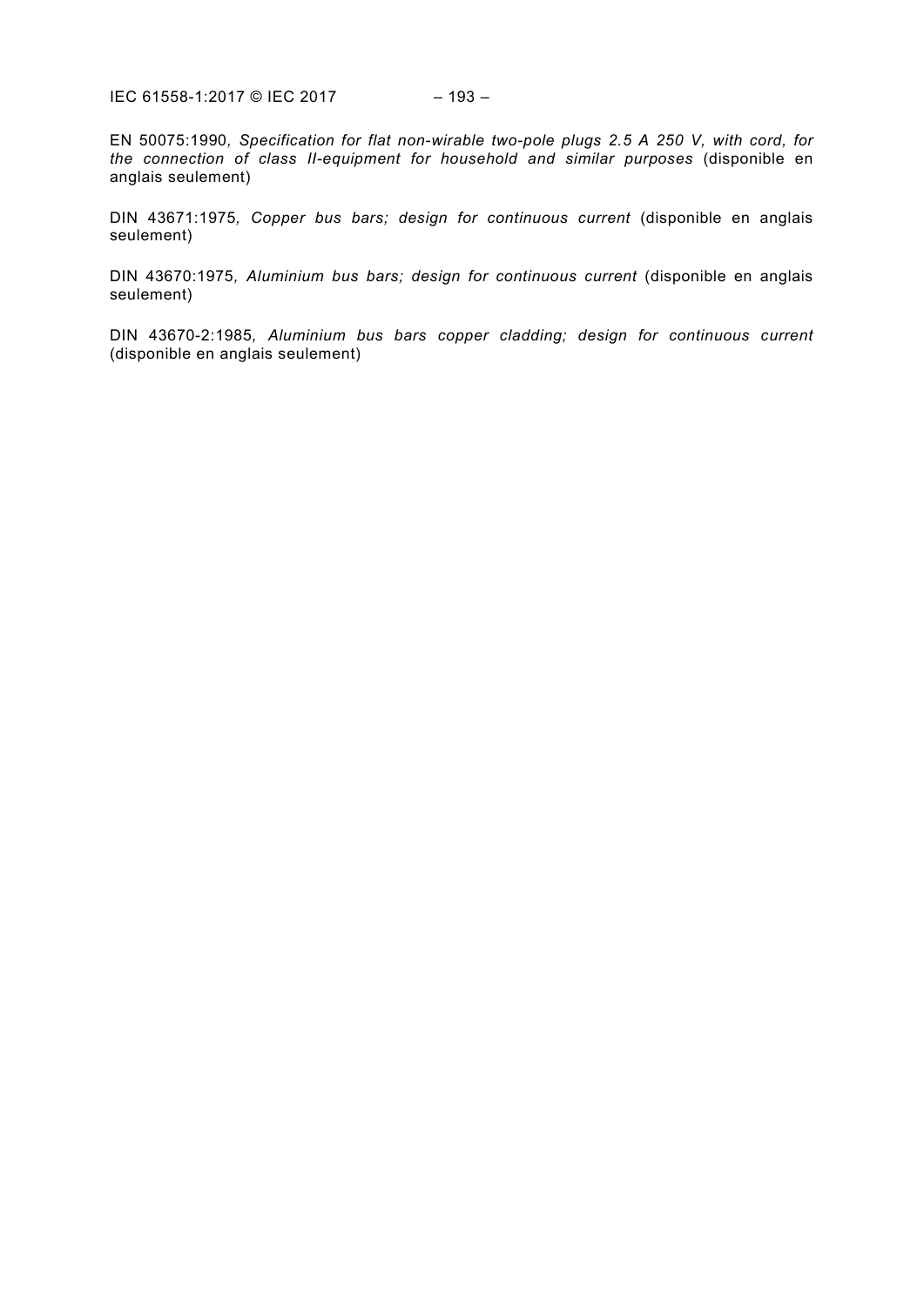EN 50075:1990, *Specification for flat non-wirable two-pole plugs 2.5 A 250 V, with cord, for the connection of class II-equipment for household and similar purposes* (disponible en anglais seulement)

DIN 43671:1975, *Copper bus bars; design for continuous current* (disponible en anglais seulement)

DIN 43670:1975, *Aluminium bus bars; design for continuous current* (disponible en anglais seulement)

DIN 43670-2:1985, *Aluminium bus bars copper cladding; design for continuous current* (disponible en anglais seulement)